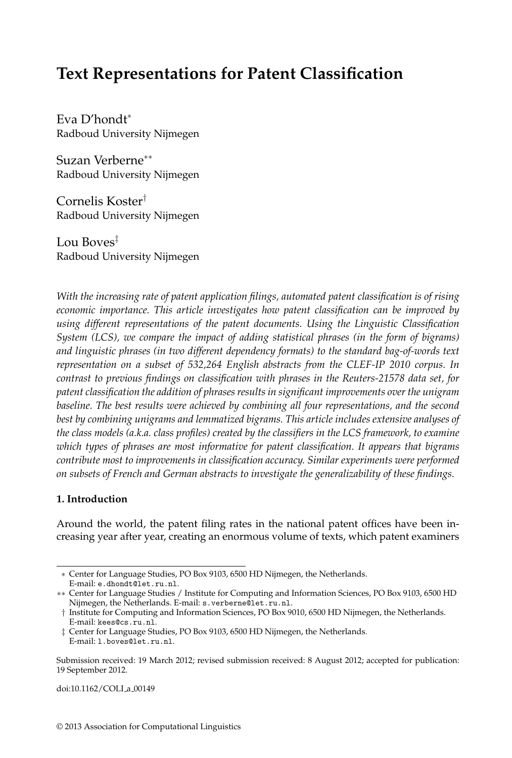# Text Representations for Patent Classification

Eva D'hondt*
Radboud University Nijmegen

Suzan Verberne**
Radboud University Nijmegen

Cornelis Koster†
Radboud University Nijmegen

Lou Boves‡
Radboud University Nijmegen

*With the increasing rate of patent application filings, automated patent classification is of rising economic importance. This article investigates how patent classification can be improved by using different representations of the patent documents. Using the Linguistic Classification System (LCS), we compare the impact of adding statistical phrases (in the form of bigrams) and linguistic phrases (in two different dependency formats) to the standard bag-of-words text representation on a subset of 532,264 English abstracts from the CLEF-IP 2010 corpus. In contrast to previous findings on classification with phrases in the Reuters-21578 data set, for patent classification the addition of phrases results in significant improvements over the unigram baseline. The best results were achieved by combining all four representations, and the second best by combining unigrams and lemmatized bigrams. This article includes extensive analyses of the class models (a.k.a. class profiles) created by the classifiers in the LCS framework, to examine which types of phrases are most informative for patent classification. It appears that bigrams contribute most to improvements in classification accuracy. Similar experiments were performed on subsets of French and German abstracts to investigate the generalizability of these findings.*

### 1. Introduction

Around the world, the patent filing rates in the national patent offices have been increasing year after year, creating an enormous volume of texts, which patent examiners

---

\* Center for Language Studies, PO Box 9103, 6500 HD Nijmegen, the Netherlands. E-mail: e.dhondt@let.ru.nl.

\*\* Center for Language Studies / Institute for Computing and Information Sciences, PO Box 9103, 6500 HD Nijmegen, the Netherlands. E-mail: s.verberne@let.ru.nl.

† Institute for Computing and Information Sciences, PO Box 9010, 6500 HD Nijmegen, the Netherlands. E-mail: kees@cs.ru.nl.

‡ Center for Language Studies, PO Box 9103, 6500 HD Nijmegen, the Netherlands. E-mail: l.boves@let.ru.nl.

Submission received: 19 March 2012; revised submission received: 8 August 2012; accepted for publication: 19 September 2012.

doi:10.1162/COLI_a_00149

© 2013 Association for Computational Linguistics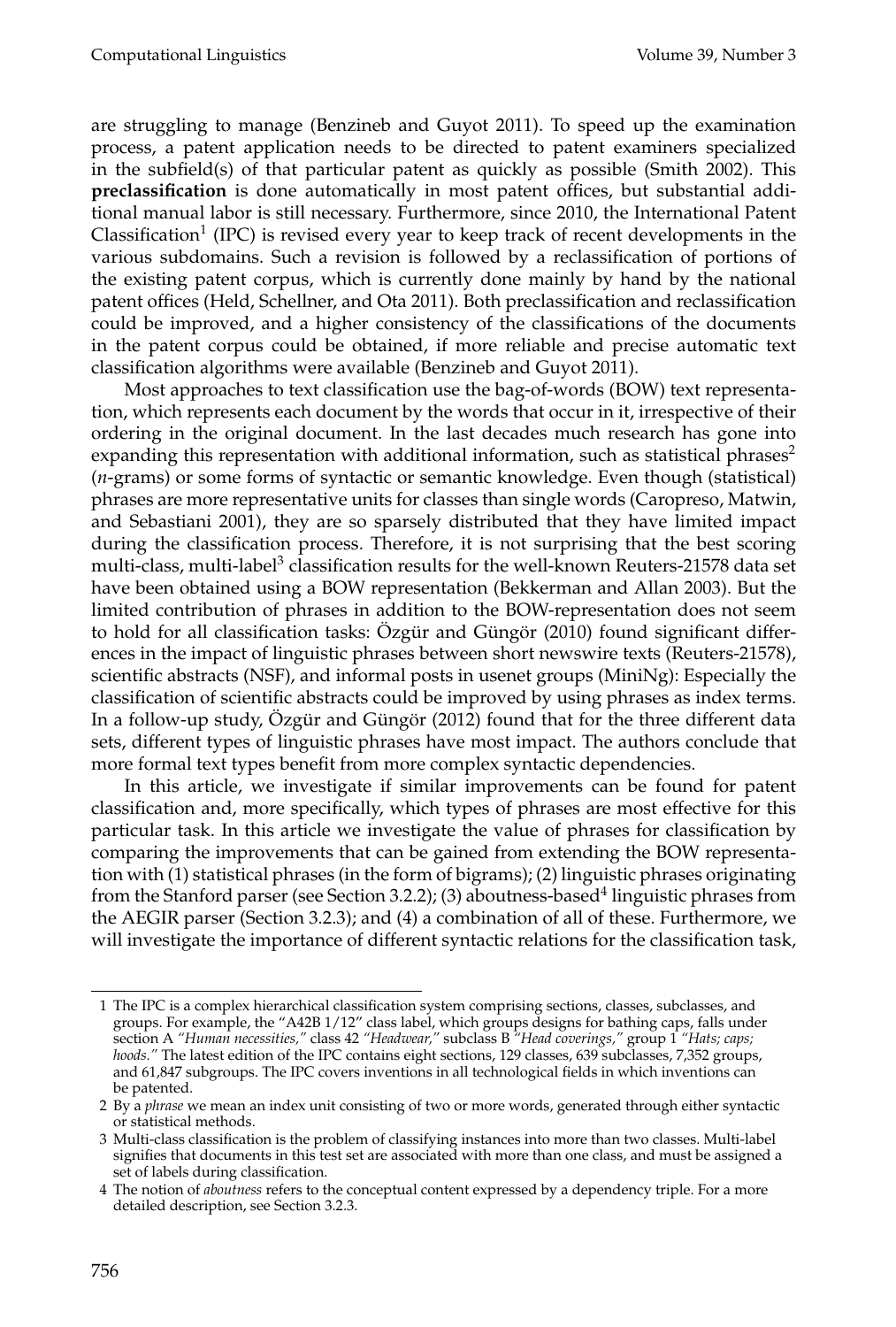are struggling to manage (Benzineb and Guyot 2011). To speed up the examination process, a patent application needs to be directed to patent examiners specialized in the subfield(s) of that particular patent as quickly as possible (Smith 2002). This **preclassification** is done automatically in most patent offices, but substantial additional manual labor is still necessary. Furthermore, since 2010, the International Patent Classification[1] (IPC) is revised every year to keep track of recent developments in the various subdomains. Such a revision is followed by a reclassification of portions of the existing patent corpus, which is currently done mainly by hand by the national patent offices (Held, Schellner, and Ota 2011). Both preclassification and reclassification could be improved, and a higher consistency of the classifications of the documents in the patent corpus could be obtained, if more reliable and precise automatic text classification algorithms were available (Benzineb and Guyot 2011).

Most approaches to text classification use the bag-of-words (BOW) text representation, which represents each document by the words that occur in it, irrespective of their ordering in the original document. In the last decades much research has gone into expanding this representation with additional information, such as statistical phrases[2] (*n*-grams) or some forms of syntactic or semantic knowledge. Even though (statistical) phrases are more representative units for classes than single words (Caropreso, Matwin, and Sebastiani 2001), they are so sparsely distributed that they have limited impact during the classification process. Therefore, it is not surprising that the best scoring multi-class, multi-label[3] classification results for the well-known Reuters-21578 data set have been obtained using a BOW representation (Bekkerman and Allan 2003). But the limited contribution of phrases in addition to the BOW-representation does not seem to hold for all classification tasks: Özgür and Güngör (2010) found significant differences in the impact of linguistic phrases between short newswire texts (Reuters-21578), scientific abstracts (NSF), and informal posts in usenet groups (MiniNg): Especially the classification of scientific abstracts could be improved by using phrases as index terms. In a follow-up study, Özgür and Güngör (2012) found that for the three different data sets, different types of linguistic phrases have most impact. The authors conclude that more formal text types benefit from more complex syntactic dependencies.

In this article, we investigate if similar improvements can be found for patent classification and, more specifically, which types of phrases are most effective for this particular task. In this article we investigate the value of phrases for classification by comparing the improvements that can be gained from extending the BOW representation with (1) statistical phrases (in the form of bigrams); (2) linguistic phrases originating from the Stanford parser (see Section 3.2.2); (3) aboutness-based[4] linguistic phrases from the AEGIR parser (Section 3.2.3); and (4) a combination of all of these. Furthermore, we will investigate the importance of different syntactic relations for the classification task,

---

1 The IPC is a complex hierarchical classification system comprising sections, classes, subclasses, and groups. For example, the "A42B 1/12" class label, which groups designs for bathing caps, falls under section A *"Human necessities,"* class 42 *"Headwear,"* subclass B *"Head coverings,"* group 1 *"Hats; caps; hoods."* The latest edition of the IPC contains eight sections, 129 classes, 639 subclasses, 7,352 groups, and 61,847 subgroups. The IPC covers inventions in all technological fields in which inventions can be patented.

2 By a *phrase* we mean an index unit consisting of two or more words, generated through either syntactic or statistical methods.

3 Multi-class classification is the problem of classifying instances into more than two classes. Multi-label signifies that documents in this test set are associated with more than one class, and must be assigned a set of labels during classification.

4 The notion of *aboutness* refers to the conceptual content expressed by a dependency triple. For a more detailed description, see Section 3.2.3.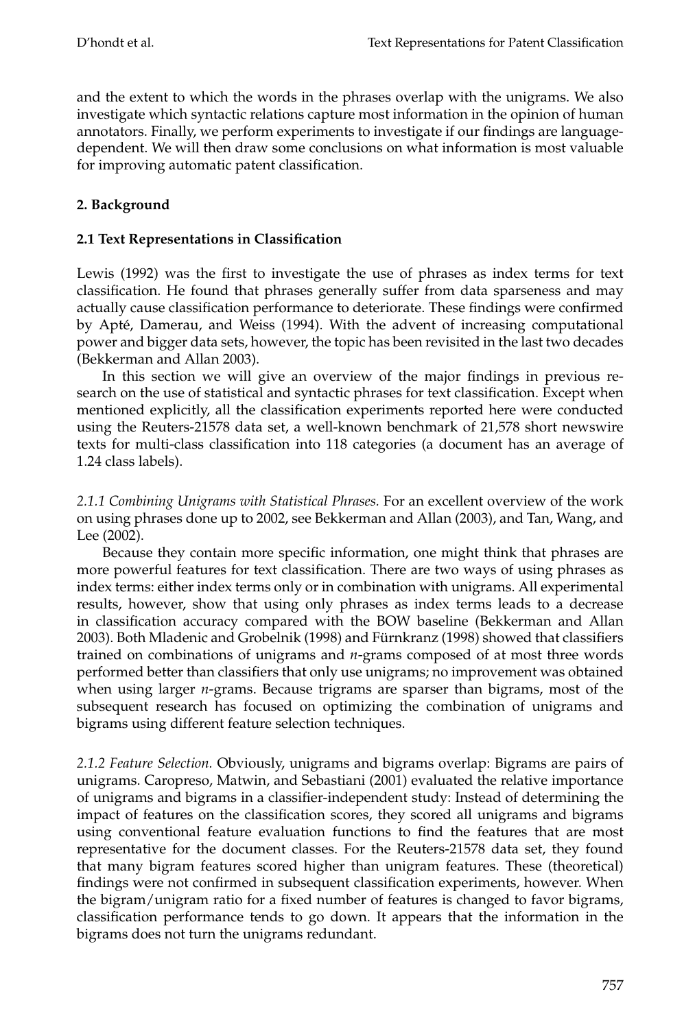and the extent to which the words in the phrases overlap with the unigrams. We also investigate which syntactic relations capture most information in the opinion of human annotators. Finally, we perform experiments to investigate if our findings are language-dependent. We will then draw some conclusions on what information is most valuable for improving automatic patent classification.

## 2. Background

### 2.1 Text Representations in Classification

Lewis (1992) was the first to investigate the use of phrases as index terms for text classification. He found that phrases generally suffer from data sparseness and may actually cause classification performance to deteriorate. These findings were confirmed by Apté, Damerau, and Weiss (1994). With the advent of increasing computational power and bigger data sets, however, the topic has been revisited in the last two decades (Bekkerman and Allan 2003).

In this section we will give an overview of the major findings in previous research on the use of statistical and syntactic phrases for text classification. Except when mentioned explicitly, all the classification experiments reported here were conducted using the Reuters-21578 data set, a well-known benchmark of 21,578 short newswire texts for multi-class classification into 118 categories (a document has an average of 1.24 class labels).

*2.1.1 Combining Unigrams with Statistical Phrases.* For an excellent overview of the work on using phrases done up to 2002, see Bekkerman and Allan (2003), and Tan, Wang, and Lee (2002).

Because they contain more specific information, one might think that phrases are more powerful features for text classification. There are two ways of using phrases as index terms: either index terms only or in combination with unigrams. All experimental results, however, show that using only phrases as index terms leads to a decrease in classification accuracy compared with the BOW baseline (Bekkerman and Allan 2003). Both Mladenic and Grobelnik (1998) and Fürnkranz (1998) showed that classifiers trained on combinations of unigrams and *n*-grams composed of at most three words performed better than classifiers that only use unigrams; no improvement was obtained when using larger *n*-grams. Because trigrams are sparser than bigrams, most of the subsequent research has focused on optimizing the combination of unigrams and bigrams using different feature selection techniques.

*2.1.2 Feature Selection.* Obviously, unigrams and bigrams overlap: Bigrams are pairs of unigrams. Caropreso, Matwin, and Sebastiani (2001) evaluated the relative importance of unigrams and bigrams in a classifier-independent study: Instead of determining the impact of features on the classification scores, they scored all unigrams and bigrams using conventional feature evaluation functions to find the features that are most representative for the document classes. For the Reuters-21578 data set, they found that many bigram features scored higher than unigram features. These (theoretical) findings were not confirmed in subsequent classification experiments, however. When the bigram/unigram ratio for a fixed number of features is changed to favor bigrams, classification performance tends to go down. It appears that the information in the bigrams does not turn the unigrams redundant.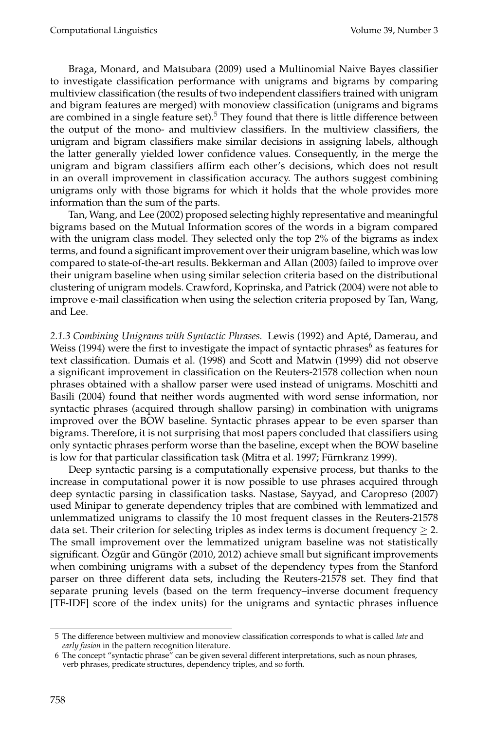Braga, Monard, and Matsubara (2009) used a Multinomial Naive Bayes classifier to investigate classification performance with unigrams and bigrams by comparing multiview classification (the results of two independent classifiers trained with unigram and bigram features are merged) with monoview classification (unigrams and bigrams are combined in a single feature set).[5] They found that there is little difference between the output of the mono- and multiview classifiers. In the multiview classifiers, the unigram and bigram classifiers make similar decisions in assigning labels, although the latter generally yielded lower confidence values. Consequently, in the merge the unigram and bigram classifiers affirm each other's decisions, which does not result in an overall improvement in classification accuracy. The authors suggest combining unigrams only with those bigrams for which it holds that the whole provides more information than the sum of the parts.

Tan, Wang, and Lee (2002) proposed selecting highly representative and meaningful bigrams based on the Mutual Information scores of the words in a bigram compared with the unigram class model. They selected only the top 2% of the bigrams as index terms, and found a significant improvement over their unigram baseline, which was low compared to state-of-the-art results. Bekkerman and Allan (2003) failed to improve over their unigram baseline when using similar selection criteria based on the distributional clustering of unigram models. Crawford, Koprinska, and Patrick (2004) were not able to improve e-mail classification when using the selection criteria proposed by Tan, Wang, and Lee.

*2.1.3 Combining Unigrams with Syntactic Phrases.* Lewis (1992) and Apté, Damerau, and Weiss (1994) were the first to investigate the impact of syntactic phrases[6] as features for text classification. Dumais et al. (1998) and Scott and Matwin (1999) did not observe a significant improvement in classification on the Reuters-21578 collection when noun phrases obtained with a shallow parser were used instead of unigrams. Moschitti and Basili (2004) found that neither words augmented with word sense information, nor syntactic phrases (acquired through shallow parsing) in combination with unigrams improved over the BOW baseline. Syntactic phrases appear to be even sparser than bigrams. Therefore, it is not surprising that most papers concluded that classifiers using only syntactic phrases perform worse than the baseline, except when the BOW baseline is low for that particular classification task (Mitra et al. 1997; Fürnkranz 1999).

Deep syntactic parsing is a computationally expensive process, but thanks to the increase in computational power it is now possible to use phrases acquired through deep syntactic parsing in classification tasks. Nastase, Sayyad, and Caropreso (2007) used Minipar to generate dependency triples that are combined with lemmatized and unlemmatized unigrams to classify the 10 most frequent classes in the Reuters-21578 data set. Their criterion for selecting triples as index terms is document frequency $\geq 2$. The small improvement over the lemmatized unigram baseline was not statistically significant. Özgür and Güngör (2010, 2012) achieve small but significant improvements when combining unigrams with a subset of the dependency types from the Stanford parser on three different data sets, including the Reuters-21578 set. They find that separate pruning levels (based on the term frequency–inverse document frequency [TF-IDF] score of the index units) for the unigrams and syntactic phrases influence

5 The difference between multiview and monoview classification corresponds to what is called *late* and *early fusion* in the pattern recognition literature.

6 The concept "syntactic phrase" can be given several different interpretations, such as noun phrases, verb phrases, predicate structures, dependency triples, and so forth.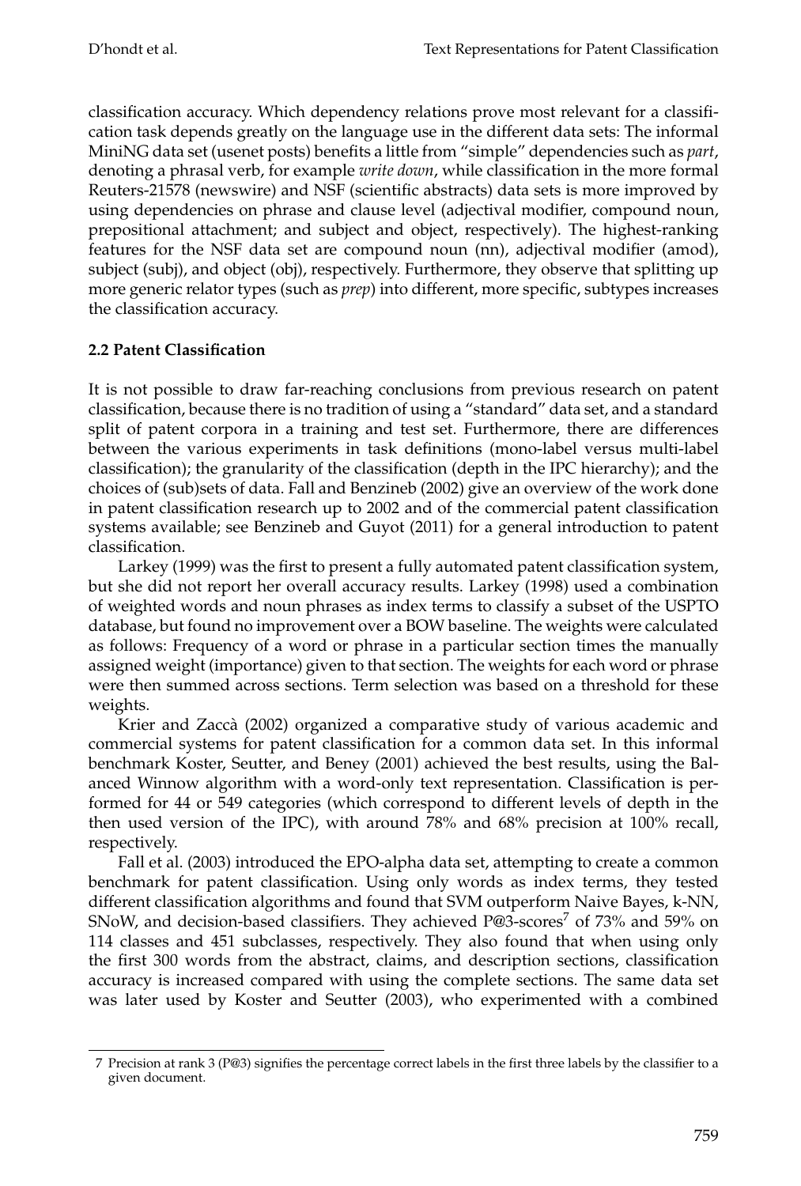classification accuracy. Which dependency relations prove most relevant for a classification task depends greatly on the language use in the different data sets: The informal MiniNG data set (usenet posts) benefits a little from "simple" dependencies such as *part*, denoting a phrasal verb, for example *write down*, while classification in the more formal Reuters-21578 (newswire) and NSF (scientific abstracts) data sets is more improved by using dependencies on phrase and clause level (adjectival modifier, compound noun, prepositional attachment; and subject and object, respectively). The highest-ranking features for the NSF data set are compound noun (nn), adjectival modifier (amod), subject (subj), and object (obj), respectively. Furthermore, they observe that splitting up more generic relator types (such as *prep*) into different, more specific, subtypes increases the classification accuracy.

### 2.2 Patent Classification

It is not possible to draw far-reaching conclusions from previous research on patent classification, because there is no tradition of using a "standard" data set, and a standard split of patent corpora in a training and test set. Furthermore, there are differences between the various experiments in task definitions (mono-label versus multi-label classification); the granularity of the classification (depth in the IPC hierarchy); and the choices of (sub)sets of data. Fall and Benzineb (2002) give an overview of the work done in patent classification research up to 2002 and of the commercial patent classification systems available; see Benzineb and Guyot (2011) for a general introduction to patent classification.

Larkey (1999) was the first to present a fully automated patent classification system, but she did not report her overall accuracy results. Larkey (1998) used a combination of weighted words and noun phrases as index terms to classify a subset of the USPTO database, but found no improvement over a BOW baseline. The weights were calculated as follows: Frequency of a word or phrase in a particular section times the manually assigned weight (importance) given to that section. The weights for each word or phrase were then summed across sections. Term selection was based on a threshold for these weights.

Krier and Zaccà (2002) organized a comparative study of various academic and commercial systems for patent classification for a common data set. In this informal benchmark Koster, Seutter, and Beney (2001) achieved the best results, using the Balanced Winnow algorithm with a word-only text representation. Classification is performed for 44 or 549 categories (which correspond to different levels of depth in the then used version of the IPC), with around 78% and 68% precision at 100% recall, respectively.

Fall et al. (2003) introduced the EPO-alpha data set, attempting to create a common benchmark for patent classification. Using only words as index terms, they tested different classification algorithms and found that SVM outperform Naive Bayes, k-NN, SNoW, and decision-based classifiers. They achieved P@3-scores[7] of 73% and 59% on 114 classes and 451 subclasses, respectively. They also found that when using only the first 300 words from the abstract, claims, and description sections, classification accuracy is increased compared with using the complete sections. The same data set was later used by Koster and Seutter (2003), who experimented with a combined

[7] Precision at rank 3 (P@3) signifies the percentage correct labels in the first three labels by the classifier to a given document.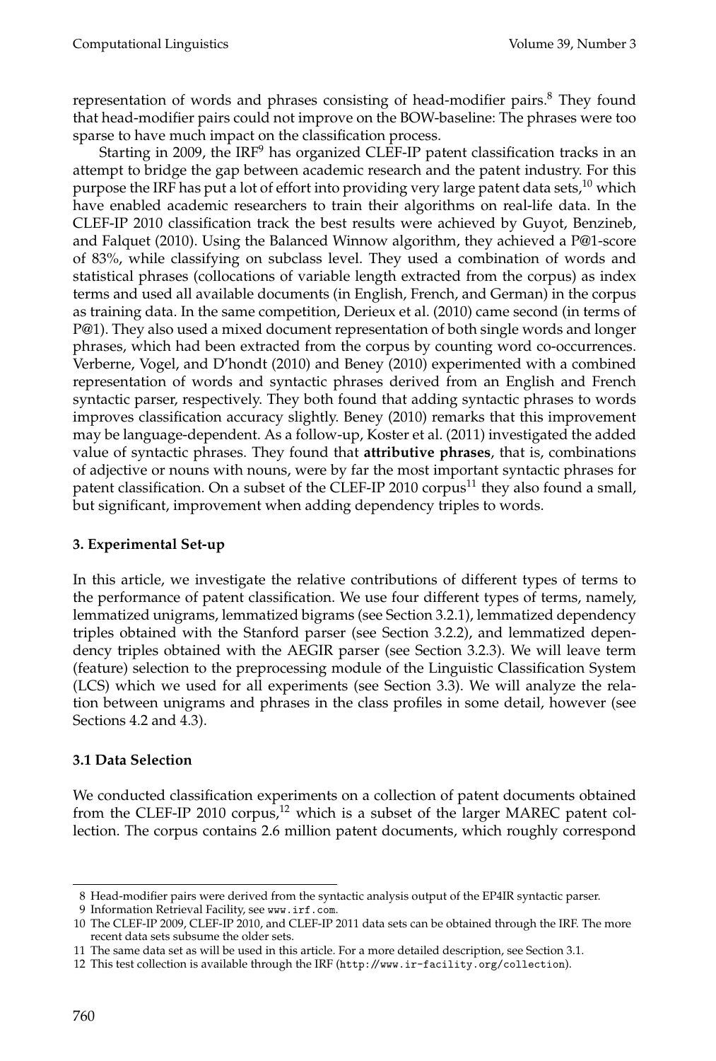representation of words and phrases consisting of head-modifier pairs.[8] They found that head-modifier pairs could not improve on the BOW-baseline: The phrases were too sparse to have much impact on the classification process.

Starting in 2009, the IRF[9] has organized CLEF-IP patent classification tracks in an attempt to bridge the gap between academic research and the patent industry. For this purpose the IRF has put a lot of effort into providing very large patent data sets,[10] which have enabled academic researchers to train their algorithms on real-life data. In the CLEF-IP 2010 classification track the best results were achieved by Guyot, Benzineb, and Falquet (2010). Using the Balanced Winnow algorithm, they achieved a P@1-score of 83%, while classifying on subclass level. They used a combination of words and statistical phrases (collocations of variable length extracted from the corpus) as index terms and used all available documents (in English, French, and German) in the corpus as training data. In the same competition, Derieux et al. (2010) came second (in terms of P@1). They also used a mixed document representation of both single words and longer phrases, which had been extracted from the corpus by counting word co-occurrences. Verberne, Vogel, and D'hondt (2010) and Beney (2010) experimented with a combined representation of words and syntactic phrases derived from an English and French syntactic parser, respectively. They both found that adding syntactic phrases to words improves classification accuracy slightly. Beney (2010) remarks that this improvement may be language-dependent. As a follow-up, Koster et al. (2011) investigated the added value of syntactic phrases. They found that **attributive phrases**, that is, combinations of adjective or nouns with nouns, were by far the most important syntactic phrases for patent classification. On a subset of the CLEF-IP 2010 corpus[11] they also found a small, but significant, improvement when adding dependency triples to words.

## 3. Experimental Set-up

In this article, we investigate the relative contributions of different types of terms to the performance of patent classification. We use four different types of terms, namely, lemmatized unigrams, lemmatized bigrams (see Section 3.2.1), lemmatized dependency triples obtained with the Stanford parser (see Section 3.2.2), and lemmatized dependency triples obtained with the AEGIR parser (see Section 3.2.3). We will leave term (feature) selection to the preprocessing module of the Linguistic Classification System (LCS) which we used for all experiments (see Section 3.3). We will analyze the relation between unigrams and phrases in the class profiles in some detail, however (see Sections 4.2 and 4.3).

### 3.1 Data Selection

We conducted classification experiments on a collection of patent documents obtained from the CLEF-IP 2010 corpus,[12] which is a subset of the larger MAREC patent collection. The corpus contains 2.6 million patent documents, which roughly correspond

---

8 Head-modifier pairs were derived from the syntactic analysis output of the EP4IR syntactic parser.

9 Information Retrieval Facility, see www.irf.com.

10 The CLEF-IP 2009, CLEF-IP 2010, and CLEF-IP 2011 data sets can be obtained through the IRF. The more recent data sets subsume the older sets.

11 The same data set as will be used in this article. For a more detailed description, see Section 3.1.

12 This test collection is available through the IRF (http://www.ir-facility.org/collection).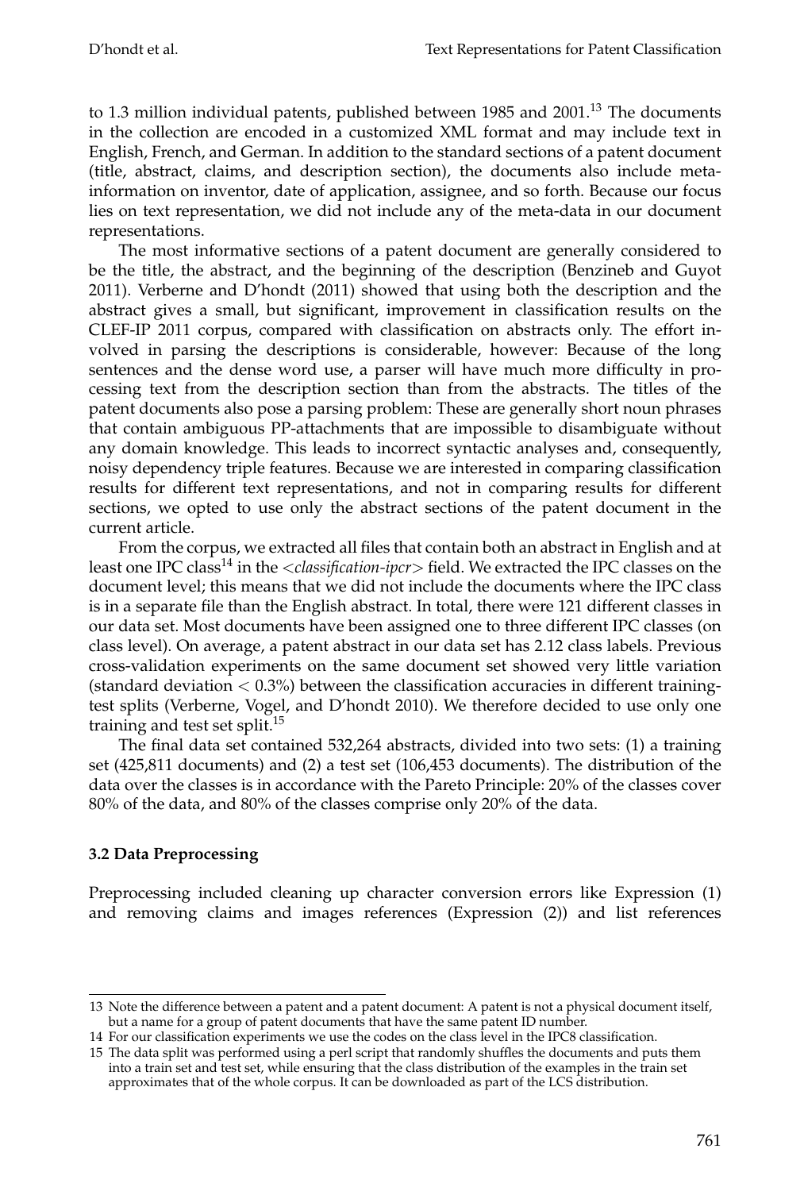to 1.3 million individual patents, published between 1985 and 2001.[13] The documents in the collection are encoded in a customized XML format and may include text in English, French, and German. In addition to the standard sections of a patent document (title, abstract, claims, and description section), the documents also include meta-information on inventor, date of application, assignee, and so forth. Because our focus lies on text representation, we did not include any of the meta-data in our document representations.

The most informative sections of a patent document are generally considered to be the title, the abstract, and the beginning of the description (Benzineb and Guyot 2011). Verberne and D'hondt (2011) showed that using both the description and the abstract gives a small, but significant, improvement in classification results on the CLEF-IP 2011 corpus, compared with classification on abstracts only. The effort involved in parsing the descriptions is considerable, however: Because of the long sentences and the dense word use, a parser will have much more difficulty in processing text from the description section than from the abstracts. The titles of the patent documents also pose a parsing problem: These are generally short noun phrases that contain ambiguous PP-attachments that are impossible to disambiguate without any domain knowledge. This leads to incorrect syntactic analyses and, consequently, noisy dependency triple features. Because we are interested in comparing classification results for different text representations, and not in comparing results for different sections, we opted to use only the abstract sections of the patent document in the current article.

From the corpus, we extracted all files that contain both an abstract in English and at least one IPC class[14] in the <*classification-ipcr*> field. We extracted the IPC classes on the document level; this means that we did not include the documents where the IPC class is in a separate file than the English abstract. In total, there were 121 different classes in our data set. Most documents have been assigned one to three different IPC classes (on class level). On average, a patent abstract in our data set has 2.12 class labels. Previous cross-validation experiments on the same document set showed very little variation (standard deviation $< 0.3\%$) between the classification accuracies in different training-test splits (Verberne, Vogel, and D'hondt 2010). We therefore decided to use only one training and test set split.[15]

The final data set contained 532,264 abstracts, divided into two sets: (1) a training set (425,811 documents) and (2) a test set (106,453 documents). The distribution of the data over the classes is in accordance with the Pareto Principle: 20% of the classes cover 80% of the data, and 80% of the classes comprise only 20% of the data.

### 3.2 Data Preprocessing

Preprocessing included cleaning up character conversion errors like Expression (1) and removing claims and images references (Expression (2)) and list references

---

13 Note the difference between a patent and a patent document: A patent is not a physical document itself, but a name for a group of patent documents that have the same patent ID number.

14 For our classification experiments we use the codes on the class level in the IPC8 classification.

15 The data split was performed using a perl script that randomly shuffles the documents and puts them into a train set and test set, while ensuring that the class distribution of the examples in the train set approximates that of the whole corpus. It can be downloaded as part of the LCS distribution.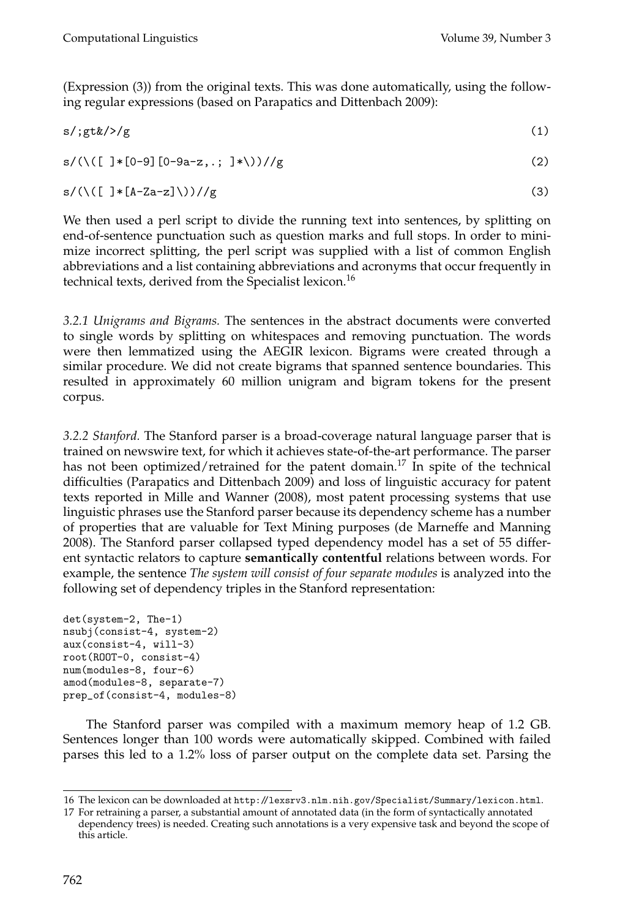(Expression (3)) from the original texts. This was done automatically, using the following regular expressions (based on Parapatics and Dittenbach 2009):

```
s/;gt&/>/g                                    (1)

s/(\([ ]*[0-9][0-9a-z,.; ]*\))//g             (2)

s/(\([ ]*[A-Za-z]\))//g                       (3)
```

We then used a perl script to divide the running text into sentences, by splitting on end-of-sentence punctuation such as question marks and full stops. In order to minimize incorrect splitting, the perl script was supplied with a list of common English abbreviations and a list containing abbreviations and acronyms that occur frequently in technical texts, derived from the Specialist lexicon.[16]

*3.2.1 Unigrams and Bigrams.* The sentences in the abstract documents were converted to single words by splitting on whitespaces and removing punctuation. The words were then lemmatized using the AEGIR lexicon. Bigrams were created through a similar procedure. We did not create bigrams that spanned sentence boundaries. This resulted in approximately 60 million unigram and bigram tokens for the present corpus.

*3.2.2 Stanford.* The Stanford parser is a broad-coverage natural language parser that is trained on newswire text, for which it achieves state-of-the-art performance. The parser has not been optimized/retrained for the patent domain.[17] In spite of the technical difficulties (Parapatics and Dittenbach 2009) and loss of linguistic accuracy for patent texts reported in Mille and Wanner (2008), most patent processing systems that use linguistic phrases use the Stanford parser because its dependency scheme has a number of properties that are valuable for Text Mining purposes (de Marneffe and Manning 2008). The Stanford parser collapsed typed dependency model has a set of 55 different syntactic relators to capture **semantically contentful** relations between words. For example, the sentence *The system will consist of four separate modules* is analyzed into the following set of dependency triples in the Stanford representation:

```
det(system-2, The-1)
nsubj(consist-4, system-2)
aux(consist-4, will-3)
root(ROOT-0, consist-4)
num(modules-8, four-6)
amod(modules-8, separate-7)
prep_of(consist-4, modules-8)
```

The Stanford parser was compiled with a maximum memory heap of 1.2 GB. Sentences longer than 100 words were automatically skipped. Combined with failed parses this led to a 1.2% loss of parser output on the complete data set. Parsing the

16 The lexicon can be downloaded at http://lexsrv3.nlm.nih.gov/Specialist/Summary/lexicon.html.

17 For retraining a parser, a substantial amount of annotated data (in the form of syntactically annotated dependency trees) is needed. Creating such annotations is a very expensive task and beyond the scope of this article.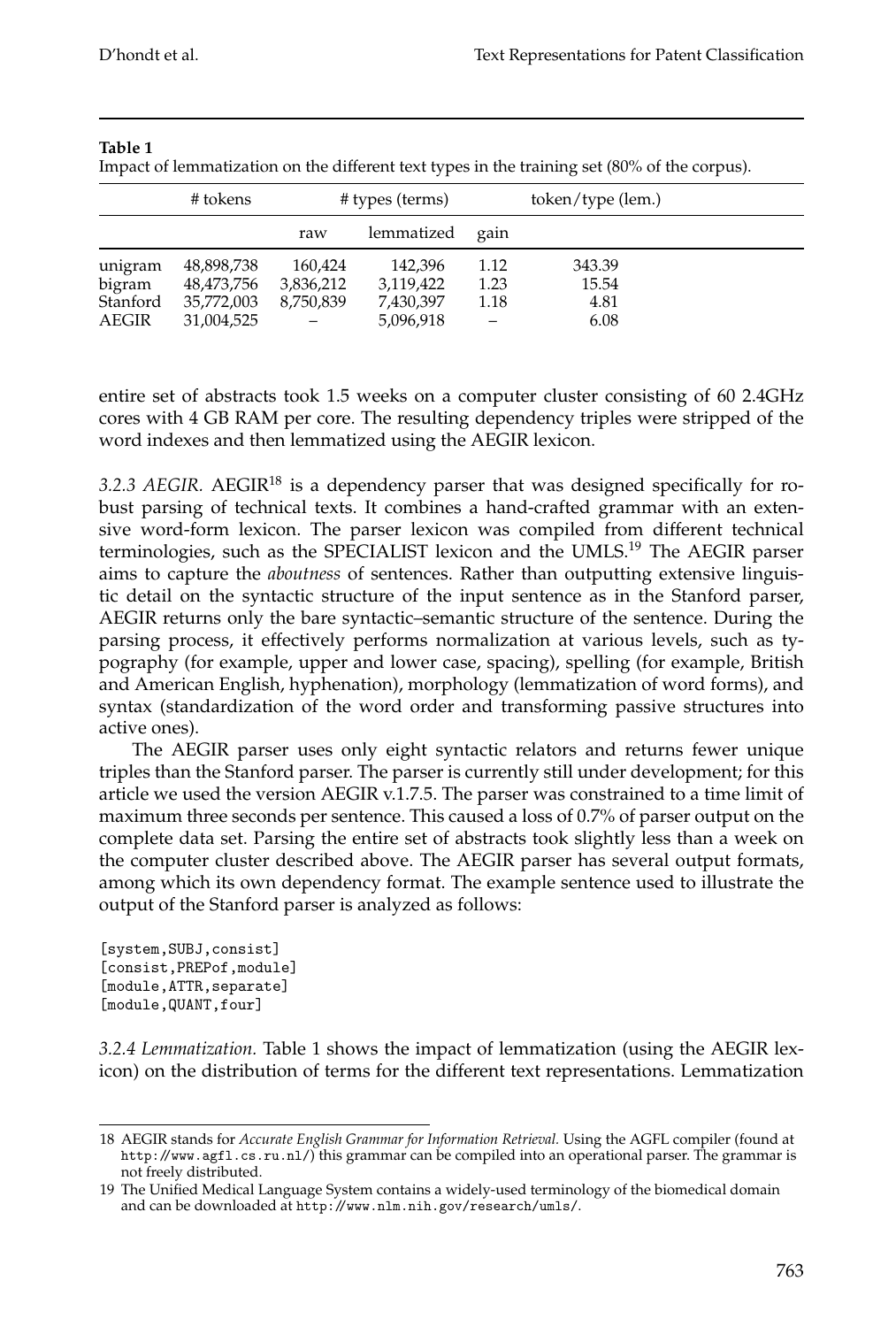**Table 1**
Impact of lemmatization on the different text types in the training set (80% of the corpus).

| | # tokens | # types (terms) | | | token/type (lem.) |
|---|---|---|---|---|---|
| | | raw | lemmatized | gain | |
| unigram | 48,898,738 | 160,424 | 142,396 | 1.12 | 343.39 |
| bigram | 48,473,756 | 3,836,212 | 3,119,422 | 1.23 | 15.54 |
| Stanford | 35,772,003 | 8,750,839 | 7,430,397 | 1.18 | 4.81 |
| AEGIR | 31,004,525 | – | 5,096,918 | – | 6.08 |

entire set of abstracts took 1.5 weeks on a computer cluster consisting of 60 2.4GHz cores with 4 GB RAM per core. The resulting dependency triples were stripped of the word indexes and then lemmatized using the AEGIR lexicon.

*3.2.3 AEGIR.* AEGIR[18] is a dependency parser that was designed specifically for robust parsing of technical texts. It combines a hand-crafted grammar with an extensive word-form lexicon. The parser lexicon was compiled from different technical terminologies, such as the SPECIALIST lexicon and the UMLS.[19] The AEGIR parser aims to capture the *aboutness* of sentences. Rather than outputting extensive linguistic detail on the syntactic structure of the input sentence as in the Stanford parser, AEGIR returns only the bare syntactic–semantic structure of the sentence. During the parsing process, it effectively performs normalization at various levels, such as typography (for example, upper and lower case, spacing), spelling (for example, British and American English, hyphenation), morphology (lemmatization of word forms), and syntax (standardization of the word order and transforming passive structures into active ones).

The AEGIR parser uses only eight syntactic relators and returns fewer unique triples than the Stanford parser. The parser is currently still under development; for this article we used the version AEGIR v.1.7.5. The parser was constrained to a time limit of maximum three seconds per sentence. This caused a loss of 0.7% of parser output on the complete data set. Parsing the entire set of abstracts took slightly less than a week on the computer cluster described above. The AEGIR parser has several output formats, among which its own dependency format. The example sentence used to illustrate the output of the Stanford parser is analyzed as follows:

```
[system,SUBJ,consist]
[consist,PREPof,module]
[module,ATTR,separate]
[module,QUANT,four]
```

*3.2.4 Lemmatization.* Table 1 shows the impact of lemmatization (using the AEGIR lexicon) on the distribution of terms for the different text representations. Lemmatization

---

18 AEGIR stands for *Accurate English Grammar for Information Retrieval.* Using the AGFL compiler (found at http://www.agfl.cs.ru.nl/) this grammar can be compiled into an operational parser. The grammar is not freely distributed.

19 The Unified Medical Language System contains a widely-used terminology of the biomedical domain and can be downloaded at http://www.nlm.nih.gov/research/umls/.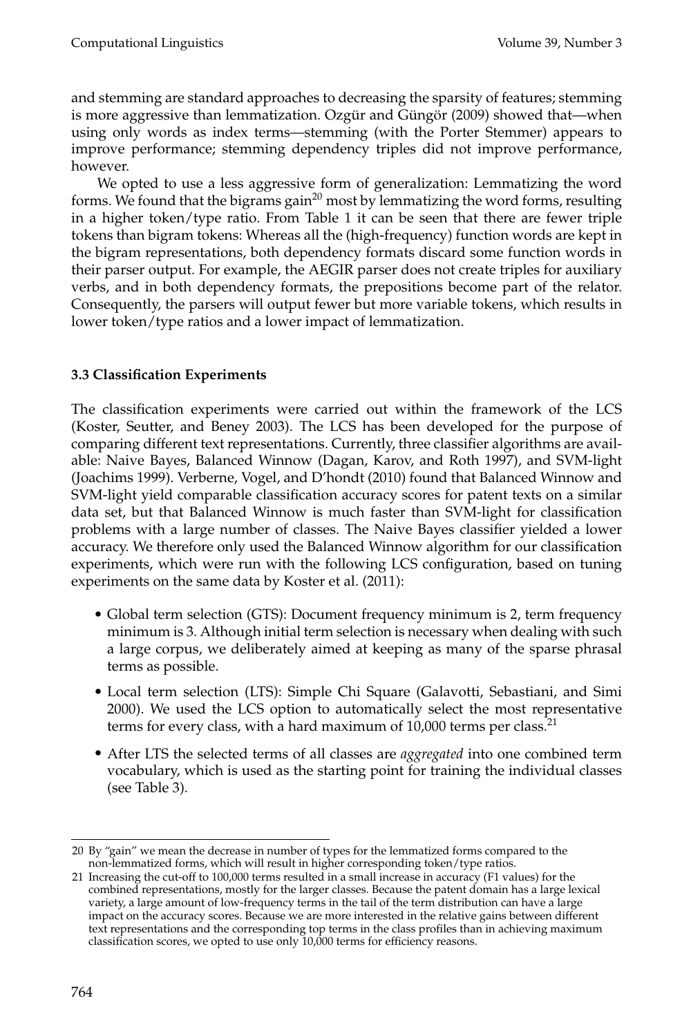and stemming are standard approaches to decreasing the sparsity of features; stemming is more aggressive than lemmatization. Ozgür and Güngör (2009) showed that—when using only words as index terms—stemming (with the Porter Stemmer) appears to improve performance; stemming dependency triples did not improve performance, however.

We opted to use a less aggressive form of generalization: Lemmatizing the word forms. We found that the bigrams gain[20] most by lemmatizing the word forms, resulting in a higher token/type ratio. From Table 1 it can be seen that there are fewer triple tokens than bigram tokens: Whereas all the (high-frequency) function words are kept in the bigram representations, both dependency formats discard some function words in their parser output. For example, the AEGIR parser does not create triples for auxiliary verbs, and in both dependency formats, the prepositions become part of the relator. Consequently, the parsers will output fewer but more variable tokens, which results in lower token/type ratios and a lower impact of lemmatization.

### 3.3 Classification Experiments

The classification experiments were carried out within the framework of the LCS (Koster, Seutter, and Beney 2003). The LCS has been developed for the purpose of comparing different text representations. Currently, three classifier algorithms are available: Naive Bayes, Balanced Winnow (Dagan, Karov, and Roth 1997), and SVM-light (Joachims 1999). Verberne, Vogel, and D'hondt (2010) found that Balanced Winnow and SVM-light yield comparable classification accuracy scores for patent texts on a similar data set, but that Balanced Winnow is much faster than SVM-light for classification problems with a large number of classes. The Naive Bayes classifier yielded a lower accuracy. We therefore only used the Balanced Winnow algorithm for our classification experiments, which were run with the following LCS configuration, based on tuning experiments on the same data by Koster et al. (2011):

- Global term selection (GTS): Document frequency minimum is 2, term frequency minimum is 3. Although initial term selection is necessary when dealing with such a large corpus, we deliberately aimed at keeping as many of the sparse phrasal terms as possible.
- Local term selection (LTS): Simple Chi Square (Galavotti, Sebastiani, and Simi 2000). We used the LCS option to automatically select the most representative terms for every class, with a hard maximum of 10,000 terms per class.[21]
- After LTS the selected terms of all classes are *aggregated* into one combined term vocabulary, which is used as the starting point for training the individual classes (see Table 3).

---

20 By "gain" we mean the decrease in number of types for the lemmatized forms compared to the non-lemmatized forms, which will result in higher corresponding token/type ratios.

21 Increasing the cut-off to 100,000 terms resulted in a small increase in accuracy (F1 values) for the combined representations, mostly for the larger classes. Because the patent domain has a large lexical variety, a large amount of low-frequency terms in the tail of the term distribution can have a large impact on the accuracy scores. Because we are more interested in the relative gains between different text representations and the corresponding top terms in the class profiles than in achieving maximum classification scores, we opted to use only 10,000 terms for efficiency reasons.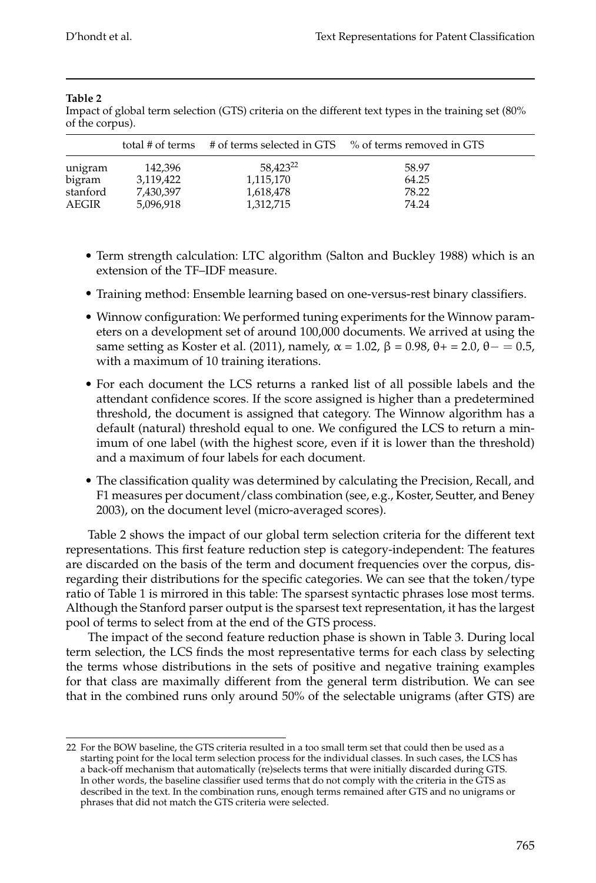**Table 2**
Impact of global term selection (GTS) criteria on the different text types in the training set (80% of the corpus).

| | total # of terms | # of terms selected in GTS | % of terms removed in GTS |
|---|---|---|---|
| unigram | 142,396 | 58,423[22] | 58.97 |
| bigram | 3,119,422 | 1,115,170 | 64.25 |
| stanford | 7,430,397 | 1,618,478 | 78.22 |
| AEGIR | 5,096,918 | 1,312,715 | 74.24 |

- Term strength calculation: LTC algorithm (Salton and Buckley 1988) which is an extension of the TF–IDF measure.
- Training method: Ensemble learning based on one-versus-rest binary classifiers.
- Winnow configuration: We performed tuning experiments for the Winnow parameters on a development set of around 100,000 documents. We arrived at using the same setting as Koster et al. (2011), namely, $\alpha = 1.02$, $\beta = 0.98$, $\theta+ = 2.0$, $\theta- = 0.5$, with a maximum of 10 training iterations.
- For each document the LCS returns a ranked list of all possible labels and the attendant confidence scores. If the score assigned is higher than a predetermined threshold, the document is assigned that category. The Winnow algorithm has a default (natural) threshold equal to one. We configured the LCS to return a minimum of one label (with the highest score, even if it is lower than the threshold) and a maximum of four labels for each document.
- The classification quality was determined by calculating the Precision, Recall, and F1 measures per document/class combination (see, e.g., Koster, Seutter, and Beney 2003), on the document level (micro-averaged scores).

Table 2 shows the impact of our global term selection criteria for the different text representations. This first feature reduction step is category-independent: The features are discarded on the basis of the term and document frequencies over the corpus, disregarding their distributions for the specific categories. We can see that the token/type ratio of Table 1 is mirrored in this table: The sparsest syntactic phrases lose most terms. Although the Stanford parser output is the sparsest text representation, it has the largest pool of terms to select from at the end of the GTS process.

The impact of the second feature reduction phase is shown in Table 3. During local term selection, the LCS finds the most representative terms for each class by selecting the terms whose distributions in the sets of positive and negative training examples for that class are maximally different from the general term distribution. We can see that in the combined runs only around 50% of the selectable unigrams (after GTS) are

[22] For the BOW baseline, the GTS criteria resulted in a too small term set that could then be used as a starting point for the local term selection process for the individual classes. In such cases, the LCS has a back-off mechanism that automatically (re)selects terms that were initially discarded during GTS. In other words, the baseline classifier used terms that do not comply with the criteria in the GTS as described in the text. In the combination runs, enough terms remained after GTS and no unigrams or phrases that did not match the GTS criteria were selected.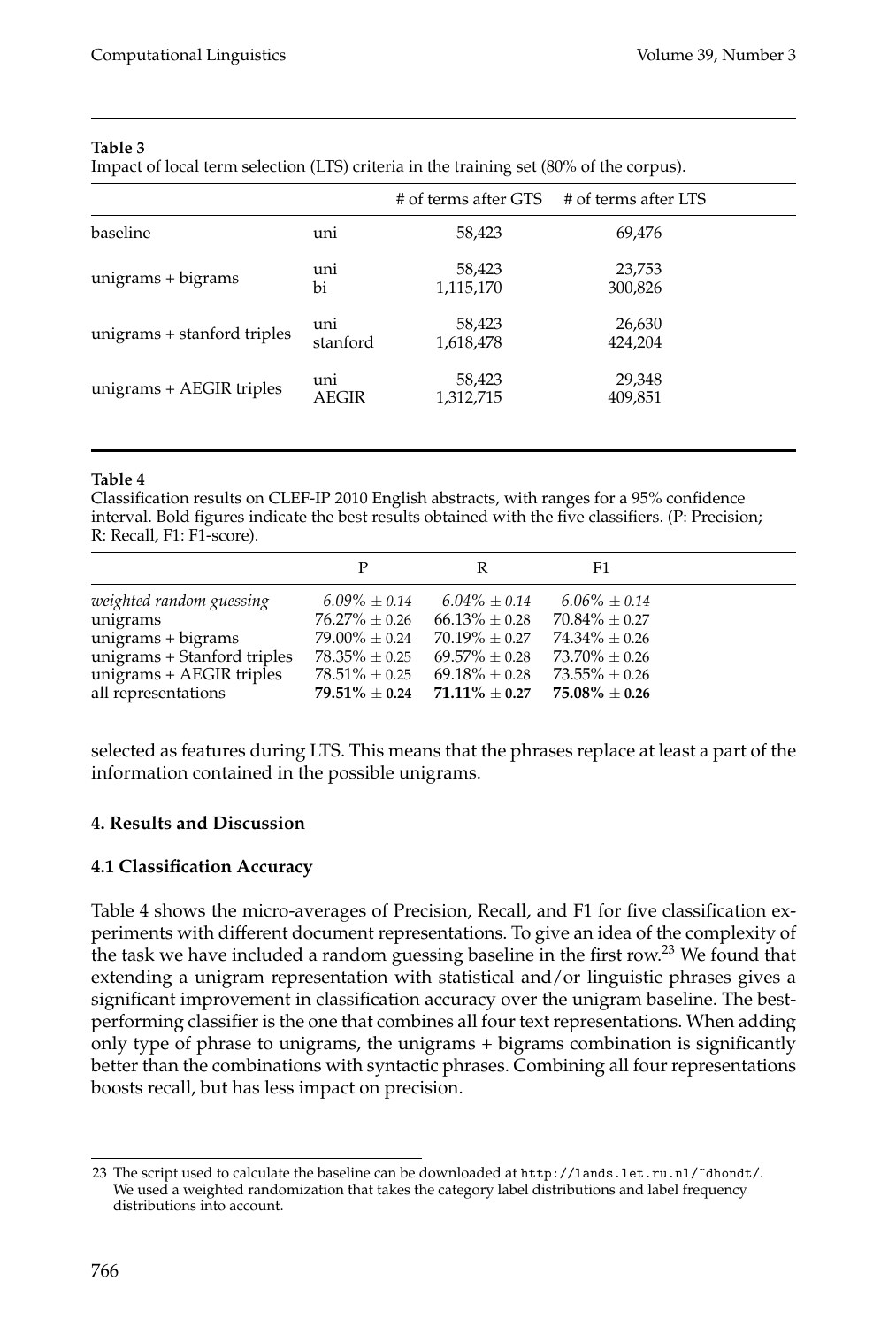**Table 3**
Impact of local term selection (LTS) criteria in the training set (80% of the corpus).

| | | # of terms after GTS | # of terms after LTS |
|---|---|---|---|
| baseline | uni | 58,423 | 69,476 |
| unigrams + bigrams | uni | 58,423 | 23,753 |
| | bi | 1,115,170 | 300,826 |
| unigrams + stanford triples | uni | 58,423 | 26,630 |
| | stanford | 1,618,478 | 424,204 |
| unigrams + AEGIR triples | uni | 58,423 | 29,348 |
| | AEGIR | 1,312,715 | 409,851 |

**Table 4**
Classification results on CLEF-IP 2010 English abstracts, with ranges for a 95% confidence interval. Bold figures indicate the best results obtained with the five classifiers. (P: Precision; R: Recall, F1: F1-score).

| | P | R | F1 |
|---|---|---|---|
| *weighted random guessing* | *6.09% ± 0.14* | *6.04% ± 0.14* | *6.06% ± 0.14* |
| unigrams | 76.27% ± 0.26 | 66.13% ± 0.28 | 70.84% ± 0.27 |
| unigrams + bigrams | 79.00% ± 0.24 | 70.19% ± 0.27 | 74.34% ± 0.26 |
| unigrams + Stanford triples | 78.35% ± 0.25 | 69.57% ± 0.28 | 73.70% ± 0.26 |
| unigrams + AEGIR triples | 78.51% ± 0.25 | 69.18% ± 0.28 | 73.55% ± 0.26 |
| all representations | **79.51% ± 0.24** | **71.11% ± 0.27** | **75.08% ± 0.26** |

selected as features during LTS. This means that the phrases replace at least a part of the information contained in the possible unigrams.

## 4. Results and Discussion

### 4.1 Classification Accuracy

Table 4 shows the micro-averages of Precision, Recall, and F1 for five classification experiments with different document representations. To give an idea of the complexity of the task we have included a random guessing baseline in the first row.[23] We found that extending a unigram representation with statistical and/or linguistic phrases gives a significant improvement in classification accuracy over the unigram baseline. The best-performing classifier is the one that combines all four text representations. When adding only type of phrase to unigrams, the unigrams + bigrams combination is significantly better than the combinations with syntactic phrases. Combining all four representations boosts recall, but has less impact on precision.

---

23 The script used to calculate the baseline can be downloaded at `http://lands.let.ru.nl/~dhondt/`. We used a weighted randomization that takes the category label distributions and label frequency distributions into account.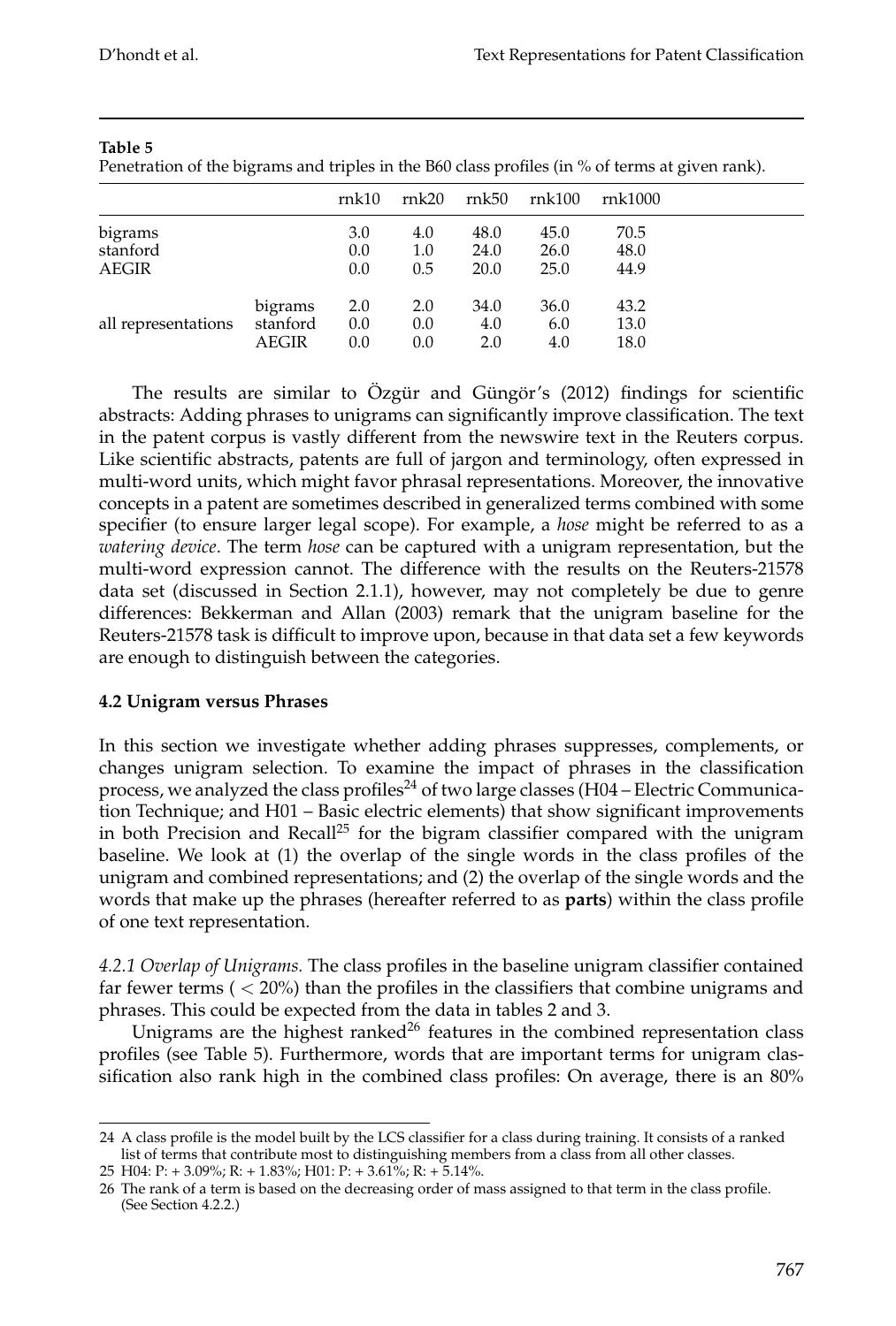**Table 5**
Penetration of the bigrams and triples in the B60 class profiles (in % of terms at given rank).

| | | rnk10 | rnk20 | rnk50 | rnk100 | rnk1000 |
|---|---|---|---|---|---|---|
| bigrams | | 3.0 | 4.0 | 48.0 | 45.0 | 70.5 |
| stanford | | 0.0 | 1.0 | 24.0 | 26.0 | 48.0 |
| AEGIR | | 0.0 | 0.5 | 20.0 | 25.0 | 44.9 |
| all representations | bigrams | 2.0 | 2.0 | 34.0 | 36.0 | 43.2 |
| | stanford | 0.0 | 0.0 | 4.0 | 6.0 | 13.0 |
| | AEGIR | 0.0 | 0.0 | 2.0 | 4.0 | 18.0 |

The results are similar to Özgür and Güngör's (2012) findings for scientific abstracts: Adding phrases to unigrams can significantly improve classification. The text in the patent corpus is vastly different from the newswire text in the Reuters corpus. Like scientific abstracts, patents are full of jargon and terminology, often expressed in multi-word units, which might favor phrasal representations. Moreover, the innovative concepts in a patent are sometimes described in generalized terms combined with some specifier (to ensure larger legal scope). For example, a *hose* might be referred to as a *watering device*. The term *hose* can be captured with a unigram representation, but the multi-word expression cannot. The difference with the results on the Reuters-21578 data set (discussed in Section 2.1.1), however, may not completely be due to genre differences: Bekkerman and Allan (2003) remark that the unigram baseline for the Reuters-21578 task is difficult to improve upon, because in that data set a few keywords are enough to distinguish between the categories.

### 4.2 Unigram versus Phrases

In this section we investigate whether adding phrases suppresses, complements, or changes unigram selection. To examine the impact of phrases in the classification process, we analyzed the class profiles[24] of two large classes (H04 – Electric Communication Technique; and H01 – Basic electric elements) that show significant improvements in both Precision and Recall[25] for the bigram classifier compared with the unigram baseline. We look at (1) the overlap of the single words in the class profiles of the unigram and combined representations; and (2) the overlap of the single words and the words that make up the phrases (hereafter referred to as **parts**) within the class profile of one text representation.

*4.2.1 Overlap of Unigrams.* The class profiles in the baseline unigram classifier contained far fewer terms ( < 20%) than the profiles in the classifiers that combine unigrams and phrases. This could be expected from the data in tables 2 and 3.

Unigrams are the highest ranked[26] features in the combined representation class profiles (see Table 5). Furthermore, words that are important terms for unigram classification also rank high in the combined class profiles: On average, there is an 80%

24 A class profile is the model built by the LCS classifier for a class during training. It consists of a ranked list of terms that contribute most to distinguishing members from a class from all other classes.

25 H04: P: + 3.09%; R: + 1.83%; H01: P: + 3.61%; R: + 5.14%.

26 The rank of a term is based on the decreasing order of mass assigned to that term in the class profile. (See Section 4.2.2.)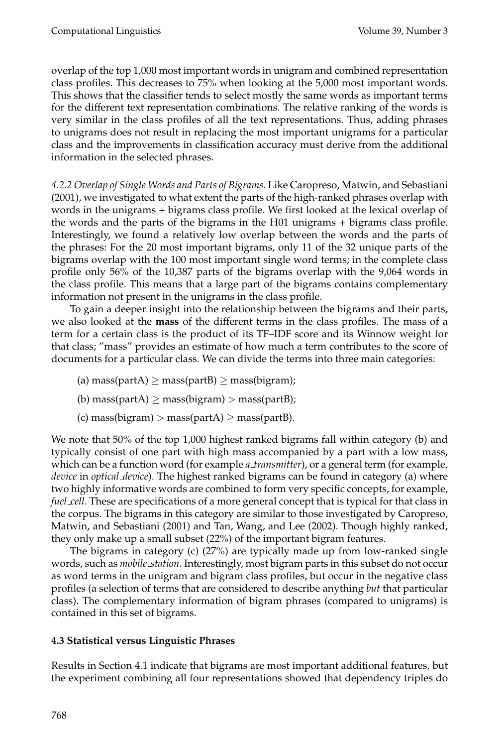overlap of the top 1,000 most important words in unigram and combined representation class profiles. This decreases to 75% when looking at the 5,000 most important words. This shows that the classifier tends to select mostly the same words as important terms for the different text representation combinations. The relative ranking of the words is very similar in the class profiles of all the text representations. Thus, adding phrases to unigrams does not result in replacing the most important unigrams for a particular class and the improvements in classification accuracy must derive from the additional information in the selected phrases.

*4.2.2 Overlap of Single Words and Parts of Bigrams.* Like Caropreso, Matwin, and Sebastiani (2001), we investigated to what extent the parts of the high-ranked phrases overlap with words in the unigrams + bigrams class profile. We first looked at the lexical overlap of the words and the parts of the bigrams in the H01 unigrams + bigrams class profile. Interestingly, we found a relatively low overlap between the words and the parts of the phrases: For the 20 most important bigrams, only 11 of the 32 unique parts of the bigrams overlap with the 100 most important single word terms; in the complete class profile only 56% of the 10,387 parts of the bigrams overlap with the 9,064 words in the class profile. This means that a large part of the bigrams contains complementary information not present in the unigrams in the class profile.

To gain a deeper insight into the relationship between the bigrams and their parts, we also looked at the **mass** of the different terms in the class profiles. The mass of a term for a certain class is the product of its TF–IDF score and its Winnow weight for that class; "mass" provides an estimate of how much a term contributes to the score of documents for a particular class. We can divide the terms into three main categories:

(a) mass(partA) $\geq$ mass(partB) $\geq$ mass(bigram);

(b) mass(partA) $\geq$ mass(bigram) $>$ mass(partB);

(c) mass(bigram) $>$ mass(partA) $\geq$ mass(partB).

We note that 50% of the top 1,000 highest ranked bigrams fall within category (b) and typically consist of one part with high mass accompanied by a part with a low mass, which can be a function word (for example *a_transmitter*), or a general term (for example, *device* in *optical_device*). The highest ranked bigrams can be found in category (a) where two highly informative words are combined to form very specific concepts, for example, *fuel_cell*. These are specifications of a more general concept that is typical for that class in the corpus. The bigrams in this category are similar to those investigated by Caropreso, Matwin, and Sebastiani (2001) and Tan, Wang, and Lee (2002). Though highly ranked, they only make up a small subset (22%) of the important bigram features.

The bigrams in category (c) (27%) are typically made up from low-ranked single words, such as *mobile_station*. Interestingly, most bigram parts in this subset do not occur as word terms in the unigram and bigram class profiles, but occur in the negative class profiles (a selection of terms that are considered to describe anything *but* that particular class). The complementary information of bigram phrases (compared to unigrams) is contained in this set of bigrams.

### 4.3 Statistical versus Linguistic Phrases

Results in Section 4.1 indicate that bigrams are most important additional features, but the experiment combining all four representations showed that dependency triples do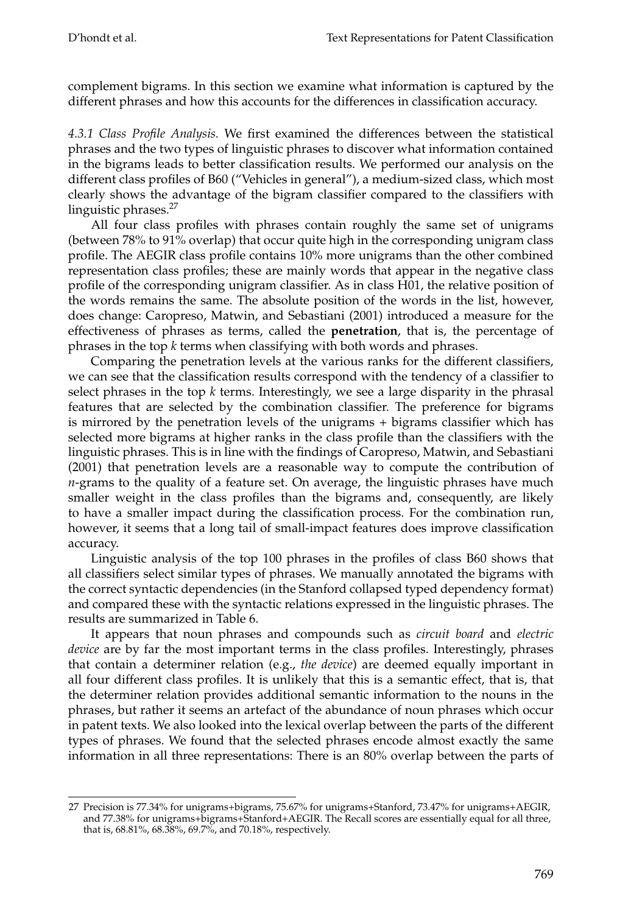complement bigrams. In this section we examine what information is captured by the different phrases and how this accounts for the differences in classification accuracy.

*4.3.1 Class Profile Analysis.* We first examined the differences between the statistical phrases and the two types of linguistic phrases to discover what information contained in the bigrams leads to better classification results. We performed our analysis on the different class profiles of B60 ("Vehicles in general"), a medium-sized class, which most clearly shows the advantage of the bigram classifier compared to the classifiers with linguistic phrases.[27]

All four class profiles with phrases contain roughly the same set of unigrams (between 78% to 91% overlap) that occur quite high in the corresponding unigram class profile. The AEGIR class profile contains 10% more unigrams than the other combined representation class profiles; these are mainly words that appear in the negative class profile of the corresponding unigram classifier. As in class H01, the relative position of the words remains the same. The absolute position of the words in the list, however, does change: Caropreso, Matwin, and Sebastiani (2001) introduced a measure for the effectiveness of phrases as terms, called the **penetration**, that is, the percentage of phrases in the top *k* terms when classifying with both words and phrases.

Comparing the penetration levels at the various ranks for the different classifiers, we can see that the classification results correspond with the tendency of a classifier to select phrases in the top *k* terms. Interestingly, we see a large disparity in the phrasal features that are selected by the combination classifier. The preference for bigrams is mirrored by the penetration levels of the unigrams + bigrams classifier which has selected more bigrams at higher ranks in the class profile than the classifiers with the linguistic phrases. This is in line with the findings of Caropreso, Matwin, and Sebastiani (2001) that penetration levels are a reasonable way to compute the contribution of *n*-grams to the quality of a feature set. On average, the linguistic phrases have much smaller weight in the class profiles than the bigrams and, consequently, are likely to have a smaller impact during the classification process. For the combination run, however, it seems that a long tail of small-impact features does improve classification accuracy.

Linguistic analysis of the top 100 phrases in the profiles of class B60 shows that all classifiers select similar types of phrases. We manually annotated the bigrams with the correct syntactic dependencies (in the Stanford collapsed typed dependency format) and compared these with the syntactic relations expressed in the linguistic phrases. The results are summarized in Table 6.

It appears that noun phrases and compounds such as *circuit board* and *electric device* are by far the most important terms in the class profiles. Interestingly, phrases that contain a determiner relation (e.g., *the device*) are deemed equally important in all four different class profiles. It is unlikely that this is a semantic effect, that is, that the determiner relation provides additional semantic information to the nouns in the phrases, but rather it seems an artefact of the abundance of noun phrases which occur in patent texts. We also looked into the lexical overlap between the parts of the different types of phrases. We found that the selected phrases encode almost exactly the same information in all three representations: There is an 80% overlap between the parts of

27 Precision is 77.34% for unigrams+bigrams, 75.67% for unigrams+Stanford, 73.47% for unigrams+AEGIR, and 77.38% for unigrams+bigrams+Stanford+AEGIR. The Recall scores are essentially equal for all three, that is, 68.81%, 68.38%, 69.7%, and 70.18%, respectively.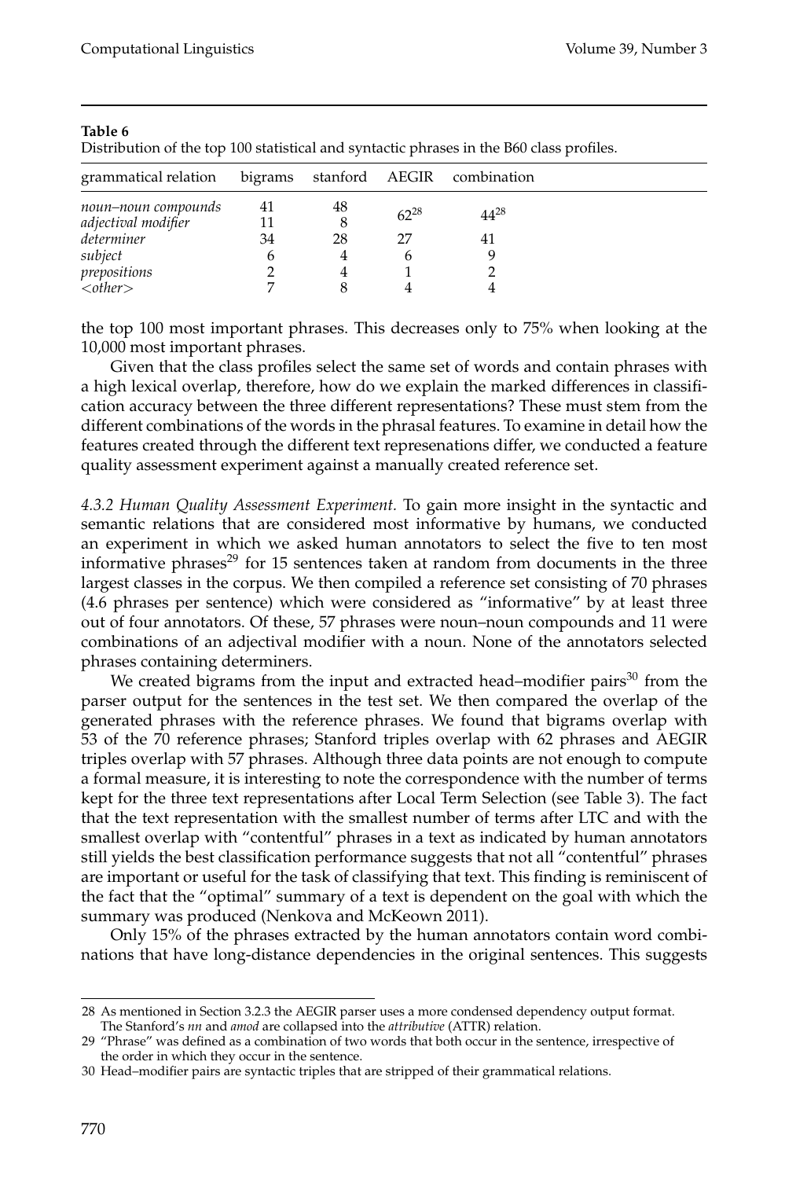**Table 6**
Distribution of the top 100 statistical and syntactic phrases in the B60 class profiles.

| grammatical relation | bigrams | stanford | AEGIR | combination |
|---|---|---|---|---|
| *noun–noun compounds* | 41 | 48 | 62[28] | 44[28] |
| *adjectival modifier* | 11 | 8 | | |
| *determiner* | 34 | 28 | 27 | 41 |
| *subject* | 6 | 4 | 6 | 9 |
| *prepositions* | 2 | 4 | 1 | 2 |
| *<other>* | 7 | 8 | 4 | 4 |

the top 100 most important phrases. This decreases only to 75% when looking at the 10,000 most important phrases.

Given that the class profiles select the same set of words and contain phrases with a high lexical overlap, therefore, how do we explain the marked differences in classification accuracy between the three different representations? These must stem from the different combinations of the words in the phrasal features. To examine in detail how the features created through the different text represenations differ, we conducted a feature quality assessment experiment against a manually created reference set.

*4.3.2 Human Quality Assessment Experiment.* To gain more insight in the syntactic and semantic relations that are considered most informative by humans, we conducted an experiment in which we asked human annotators to select the five to ten most informative phrases[29] for 15 sentences taken at random from documents in the three largest classes in the corpus. We then compiled a reference set consisting of 70 phrases (4.6 phrases per sentence) which were considered as "informative" by at least three out of four annotators. Of these, 57 phrases were noun–noun compounds and 11 were combinations of an adjectival modifier with a noun. None of the annotators selected phrases containing determiners.

We created bigrams from the input and extracted head–modifier pairs[30] from the parser output for the sentences in the test set. We then compared the overlap of the generated phrases with the reference phrases. We found that bigrams overlap with 53 of the 70 reference phrases; Stanford triples overlap with 62 phrases and AEGIR triples overlap with 57 phrases. Although three data points are not enough to compute a formal measure, it is interesting to note the correspondence with the number of terms kept for the three text representations after Local Term Selection (see Table 3). The fact that the text representation with the smallest number of terms after LTC and with the smallest overlap with "contentful" phrases in a text as indicated by human annotators still yields the best classification performance suggests that not all "contentful" phrases are important or useful for the task of classifying that text. This finding is reminiscent of the fact that the "optimal" summary of a text is dependent on the goal with which the summary was produced (Nenkova and McKeown 2011).

Only 15% of the phrases extracted by the human annotators contain word combinations that have long-distance dependencies in the original sentences. This suggests

---

28 As mentioned in Section 3.2.3 the AEGIR parser uses a more condensed dependency output format. The Stanford's *nn* and *amod* are collapsed into the *attributive* (ATTR) relation.

29 "Phrase" was defined as a combination of two words that both occur in the sentence, irrespective of the order in which they occur in the sentence.

30 Head–modifier pairs are syntactic triples that are stripped of their grammatical relations.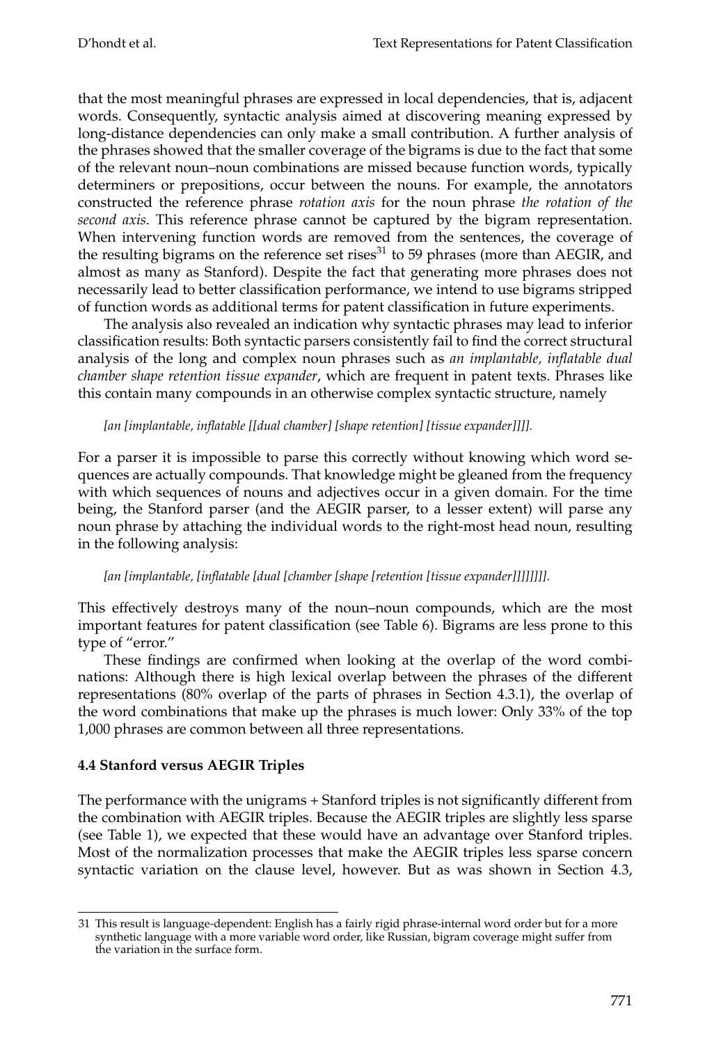that the most meaningful phrases are expressed in local dependencies, that is, adjacent words. Consequently, syntactic analysis aimed at discovering meaning expressed by long-distance dependencies can only make a small contribution. A further analysis of the phrases showed that the smaller coverage of the bigrams is due to the fact that some of the relevant noun–noun combinations are missed because function words, typically determiners or prepositions, occur between the nouns. For example, the annotators constructed the reference phrase *rotation axis* for the noun phrase *the rotation of the second axis*. This reference phrase cannot be captured by the bigram representation. When intervening function words are removed from the sentences, the coverage of the resulting bigrams on the reference set rises[31] to 59 phrases (more than AEGIR, and almost as many as Stanford). Despite the fact that generating more phrases does not necessarily lead to better classification performance, we intend to use bigrams stripped of function words as additional terms for patent classification in future experiments.

The analysis also revealed an indication why syntactic phrases may lead to inferior classification results: Both syntactic parsers consistently fail to find the correct structural analysis of the long and complex noun phrases such as *an implantable, inflatable dual chamber shape retention tissue expander*, which are frequent in patent texts. Phrases like this contain many compounds in an otherwise complex syntactic structure, namely

*[an [implantable, inflatable [[dual chamber] [shape retention] [tissue expander]]]].*

For a parser it is impossible to parse this correctly without knowing which word sequences are actually compounds. That knowledge might be gleaned from the frequency with which sequences of nouns and adjectives occur in a given domain. For the time being, the Stanford parser (and the AEGIR parser, to a lesser extent) will parse any noun phrase by attaching the individual words to the right-most head noun, resulting in the following analysis:

*[an [implantable, [inflatable [dual [chamber [shape [retention [tissue expander]]]]]]]].*

This effectively destroys many of the noun–noun compounds, which are the most important features for patent classification (see Table 6). Bigrams are less prone to this type of "error."

These findings are confirmed when looking at the overlap of the word combinations: Although there is high lexical overlap between the phrases of the different representations (80% overlap of the parts of phrases in Section 4.3.1), the overlap of the word combinations that make up the phrases is much lower: Only 33% of the top 1,000 phrases are common between all three representations.

### 4.4 Stanford versus AEGIR Triples

The performance with the unigrams + Stanford triples is not significantly different from the combination with AEGIR triples. Because the AEGIR triples are slightly less sparse (see Table 1), we expected that these would have an advantage over Stanford triples. Most of the normalization processes that make the AEGIR triples less sparse concern syntactic variation on the clause level, however. But as was shown in Section 4.3,

[31] This result is language-dependent: English has a fairly rigid phrase-internal word order but for a more synthetic language with a more variable word order, like Russian, bigram coverage might suffer from the variation in the surface form.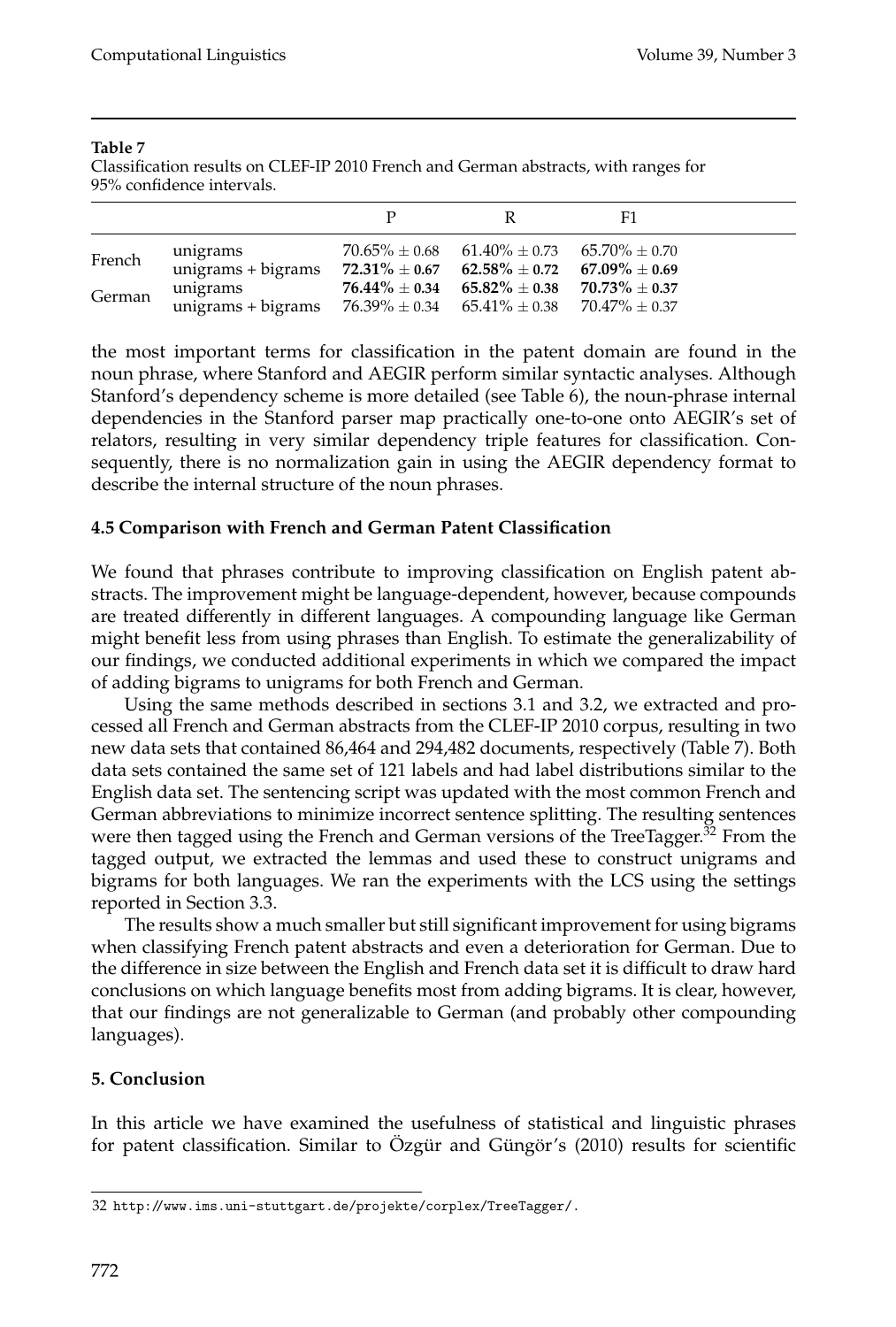**Table 7**
Classification results on CLEF-IP 2010 French and German abstracts, with ranges for 95% confidence intervals.

| | | P | R | F1 |
|---|---|---|---|---|
| French | unigrams | 70.65% ± 0.68 | 61.40% ± 0.73 | 65.70% ± 0.70 |
| | unigrams + bigrams | **72.31% ± 0.67** | **62.58% ± 0.72** | **67.09% ± 0.69** |
| German | unigrams | **76.44% ± 0.34** | **65.82% ± 0.38** | **70.73% ± 0.37** |
| | unigrams + bigrams | 76.39% ± 0.34 | 65.41% ± 0.38 | 70.47% ± 0.37 |

the most important terms for classification in the patent domain are found in the noun phrase, where Stanford and AEGIR perform similar syntactic analyses. Although Stanford's dependency scheme is more detailed (see Table 6), the noun-phrase internal dependencies in the Stanford parser map practically one-to-one onto AEGIR's set of relators, resulting in very similar dependency triple features for classification. Consequently, there is no normalization gain in using the AEGIR dependency format to describe the internal structure of the noun phrases.

### 4.5 Comparison with French and German Patent Classification

We found that phrases contribute to improving classification on English patent abstracts. The improvement might be language-dependent, however, because compounds are treated differently in different languages. A compounding language like German might benefit less from using phrases than English. To estimate the generalizability of our findings, we conducted additional experiments in which we compared the impact of adding bigrams to unigrams for both French and German.

Using the same methods described in sections 3.1 and 3.2, we extracted and processed all French and German abstracts from the CLEF-IP 2010 corpus, resulting in two new data sets that contained 86,464 and 294,482 documents, respectively (Table 7). Both data sets contained the same set of 121 labels and had label distributions similar to the English data set. The sentencing script was updated with the most common French and German abbreviations to minimize incorrect sentence splitting. The resulting sentences were then tagged using the French and German versions of the TreeTagger.[32] From the tagged output, we extracted the lemmas and used these to construct unigrams and bigrams for both languages. We ran the experiments with the LCS using the settings reported in Section 3.3.

The results show a much smaller but still significant improvement for using bigrams when classifying French patent abstracts and even a deterioration for German. Due to the difference in size between the English and French data set it is difficult to draw hard conclusions on which language benefits most from adding bigrams. It is clear, however, that our findings are not generalizable to German (and probably other compounding languages).

## 5. Conclusion

In this article we have examined the usefulness of statistical and linguistic phrases for patent classification. Similar to Özgür and Güngör's (2010) results for scientific

---

32 http://www.ims.uni-stuttgart.de/projekte/corplex/TreeTagger/.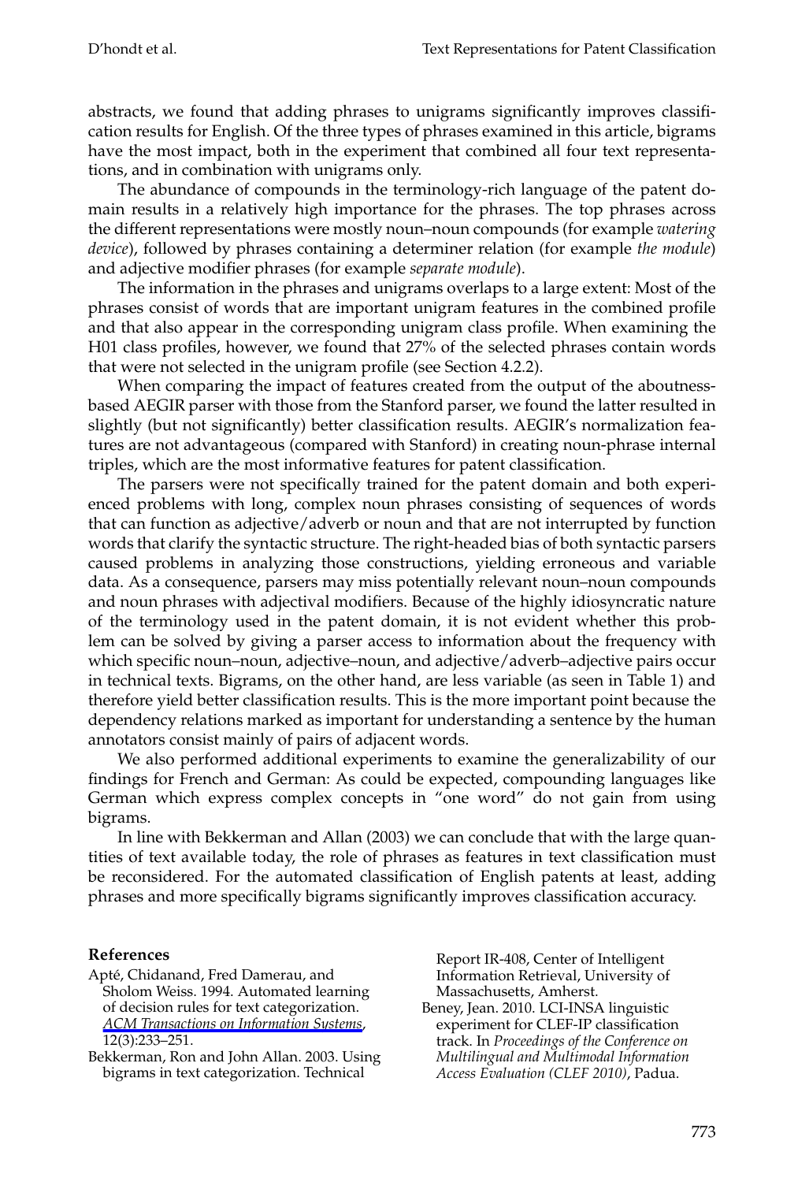abstracts, we found that adding phrases to unigrams significantly improves classification results for English. Of the three types of phrases examined in this article, bigrams have the most impact, both in the experiment that combined all four text representations, and in combination with unigrams only.

The abundance of compounds in the terminology-rich language of the patent domain results in a relatively high importance for the phrases. The top phrases across the different representations were mostly noun–noun compounds (for example *watering device*), followed by phrases containing a determiner relation (for example *the module*) and adjective modifier phrases (for example *separate module*).

The information in the phrases and unigrams overlaps to a large extent: Most of the phrases consist of words that are important unigram features in the combined profile and that also appear in the corresponding unigram class profile. When examining the H01 class profiles, however, we found that 27% of the selected phrases contain words that were not selected in the unigram profile (see Section 4.2.2).

When comparing the impact of features created from the output of the aboutness-based AEGIR parser with those from the Stanford parser, we found the latter resulted in slightly (but not significantly) better classification results. AEGIR's normalization features are not advantageous (compared with Stanford) in creating noun-phrase internal triples, which are the most informative features for patent classification.

The parsers were not specifically trained for the patent domain and both experienced problems with long, complex noun phrases consisting of sequences of words that can function as adjective/adverb or noun and that are not interrupted by function words that clarify the syntactic structure. The right-headed bias of both syntactic parsers caused problems in analyzing those constructions, yielding erroneous and variable data. As a consequence, parsers may miss potentially relevant noun–noun compounds and noun phrases with adjectival modifiers. Because of the highly idiosyncratic nature of the terminology used in the patent domain, it is not evident whether this problem can be solved by giving a parser access to information about the frequency with which specific noun–noun, adjective–noun, and adjective/adverb–adjective pairs occur in technical texts. Bigrams, on the other hand, are less variable (as seen in Table 1) and therefore yield better classification results. This is the more important point because the dependency relations marked as important for understanding a sentence by the human annotators consist mainly of pairs of adjacent words.

We also performed additional experiments to examine the generalizability of our findings for French and German: As could be expected, compounding languages like German which express complex concepts in "one word" do not gain from using bigrams.

In line with Bekkerman and Allan (2003) we can conclude that with the large quantities of text available today, the role of phrases as features in text classification must be reconsidered. For the automated classification of English patents at least, adding phrases and more specifically bigrams significantly improves classification accuracy.

## References

Apté, Chidanand, Fred Damerau, and Sholom Weiss. 1994. Automated learning of decision rules for text categorization. *ACM Transactions on Information Systems*, 12(3):233–251.

Bekkerman, Ron and John Allan. 2003. Using bigrams in text categorization. Technical Report IR-408, Center of Intelligent Information Retrieval, University of Massachusetts, Amherst.

Beney, Jean. 2010. LCI-INSA linguistic experiment for CLEF-IP classification track. In *Proceedings of the Conference on Multilingual and Multimodal Information Access Evaluation (CLEF 2010)*, Padua.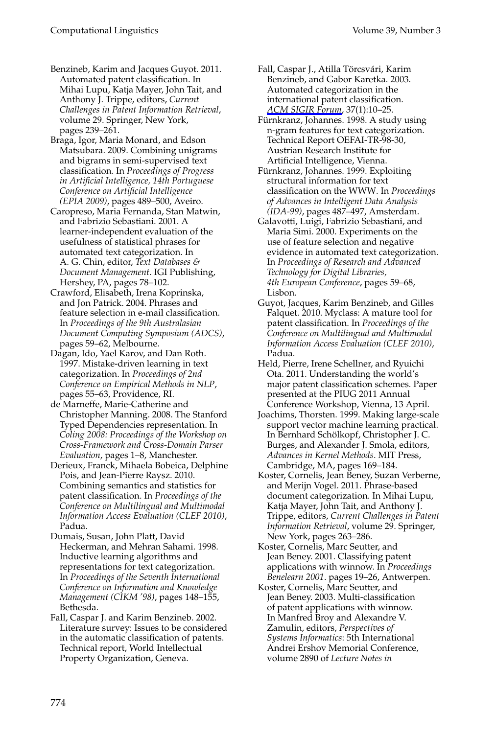Benzineb, Karim and Jacques Guyot. 2011. Automated patent classification. In Mihai Lupu, Katja Mayer, John Tait, and Anthony J. Trippe, editors, *Current Challenges in Patent Information Retrieval*, volume 29. Springer, New York, pages 239–261.

Braga, Igor, Maria Monard, and Edson Matsubara. 2009. Combining unigrams and bigrams in semi-supervised text classification. In *Proceedings of Progress in Artificial Intelligence, 14th Portuguese Conference on Artificial Intelligence (EPIA 2009)*, pages 489–500, Aveiro.

Caropreso, Maria Fernanda, Stan Matwin, and Fabrizio Sebastiani. 2001. A learner-independent evaluation of the usefulness of statistical phrases for automated text categorization. In A. G. Chin, editor, *Text Databases & Document Management*. IGI Publishing, Hershey, PA, pages 78–102.

Crawford, Elisabeth, Irena Koprinska, and Jon Patrick. 2004. Phrases and feature selection in e-mail classification. In *Proceedings of the 9th Australasian Document Computing Symposium (ADCS)*, pages 59–62, Melbourne.

Dagan, Ido, Yael Karov, and Dan Roth. 1997. Mistake-driven learning in text categorization. In *Proceedings of 2nd Conference on Empirical Methods in NLP*, pages 55–63, Providence, RI.

de Marneffe, Marie-Catherine and Christopher Manning. 2008. The Stanford Typed Dependencies representation. In *Coling 2008: Proceedings of the Workshop on Cross-Framework and Cross-Domain Parser Evaluation*, pages 1–8, Manchester.

Derieux, Franck, Mihaela Bobeica, Delphine Pois, and Jean-Pierre Raysz. 2010. Combining semantics and statistics for patent classification. In *Proceedings of the Conference on Multilingual and Multimodal Information Access Evaluation (CLEF 2010)*, Padua.

Dumais, Susan, John Platt, David Heckerman, and Mehran Sahami. 1998. Inductive learning algorithms and representations for text categorization. In *Proceedings of the Seventh International Conference on Information and Knowledge Management (CIKM '98)*, pages 148–155, Bethesda.

Fall, Caspar J. and Karim Benzineb. 2002. Literature survey: Issues to be considered in the automatic classification of patents. Technical report, World Intellectual Property Organization, Geneva.

Fall, Caspar J., Atilla Törcsvári, Karim Benzineb, and Gabor Karetka. 2003. Automated categorization in the international patent classification. *ACM SIGIR Forum*, 37(1):10–25.

Fürnkranz, Johannes. 1998. A study using n-gram features for text categorization. Technical Report OEFAI-TR-98-30, Austrian Research Institute for Artificial Intelligence, Vienna.

Fürnkranz, Johannes. 1999. Exploiting structural information for text classification on the WWW. In *Proceedings of Advances in Intelligent Data Analysis (IDA-99)*, pages 487–497, Amsterdam.

Galavotti, Luigi, Fabrizio Sebastiani, and Maria Simi. 2000. Experiments on the use of feature selection and negative evidence in automated text categorization. In *Proceedings of Research and Advanced Technology for Digital Libraries, 4th European Conference*, pages 59–68, Lisbon.

Guyot, Jacques, Karim Benzineb, and Gilles Falquet. 2010. Myclass: A mature tool for patent classification. In *Proceedings of the Conference on Multilingual and Multimodal Information Access Evaluation (CLEF 2010)*, Padua.

Held, Pierre, Irene Schellner, and Ryuichi Ota. 2011. Understanding the world's major patent classification schemes. Paper presented at the PIUG 2011 Annual Conference Workshop, Vienna, 13 April.

Joachims, Thorsten. 1999. Making large-scale support vector machine learning practical. In Bernhard Schölkopf, Christopher J. C. Burges, and Alexander J. Smola, editors, *Advances in Kernel Methods*. MIT Press, Cambridge, MA, pages 169–184.

Koster, Cornelis, Jean Beney, Suzan Verberne, and Merijn Vogel. 2011. Phrase-based document categorization. In Mihai Lupu, Katja Mayer, John Tait, and Anthony J. Trippe, editors, *Current Challenges in Patent Information Retrieval*, volume 29. Springer, New York, pages 263–286.

Koster, Cornelis, Marc Seutter, and Jean Beney. 2001. Classifying patent applications with winnow. In *Proceedings Benelearn 2001*. pages 19–26, Antwerpen.

Koster, Cornelis, Marc Seutter, and Jean Beney. 2003. Multi-classification of patent applications with winnow. In Manfred Broy and Alexandre V. Zamulin, editors, *Perspectives of Systems Informatics*: 5th International Andrei Ershov Memorial Conference, volume 2890 of *Lecture Notes in*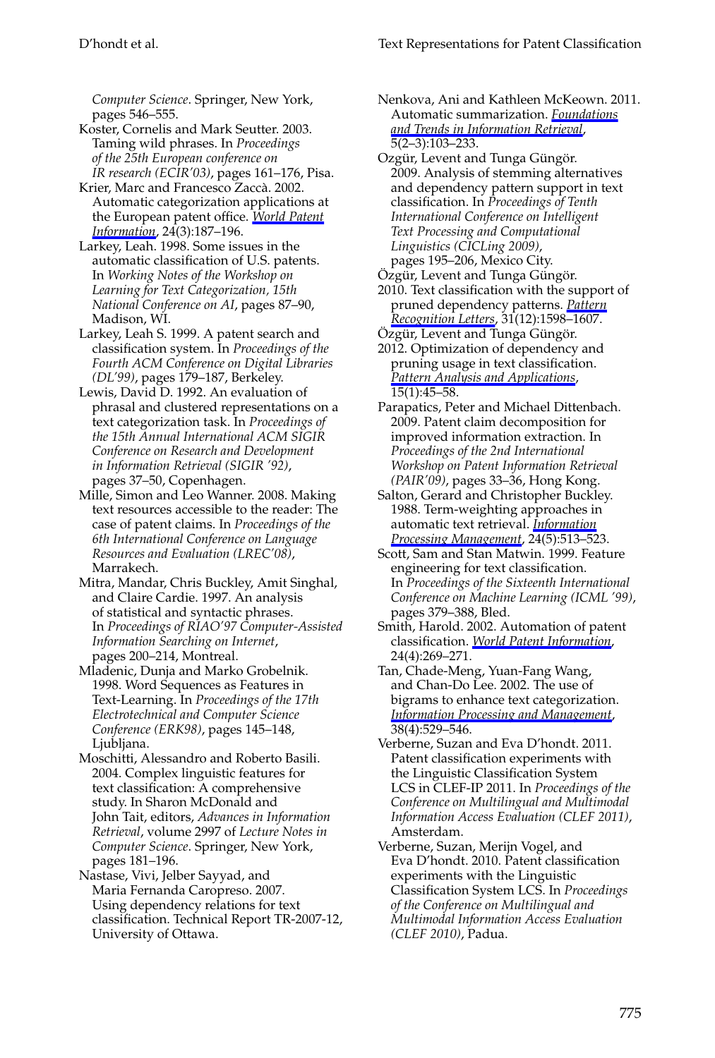*Computer Science*. Springer, New York, pages 546–555.

Koster, Cornelis and Mark Seutter. 2003. Taming wild phrases. In *Proceedings of the 25th European conference on IR research (ECIR'03)*, pages 161–176, Pisa.

Krier, Marc and Francesco Zaccà. 2002. Automatic categorization applications at the European patent office. *World Patent Information*, 24(3):187–196.

Larkey, Leah. 1998. Some issues in the automatic classification of U.S. patents. In *Working Notes of the Workshop on Learning for Text Categorization, 15th National Conference on AI*, pages 87–90, Madison, WI.

Larkey, Leah S. 1999. A patent search and classification system. In *Proceedings of the Fourth ACM Conference on Digital Libraries (DL'99)*, pages 179–187, Berkeley.

Lewis, David D. 1992. An evaluation of phrasal and clustered representations on a text categorization task. In *Proceedings of the 15th Annual International ACM SIGIR Conference on Research and Development in Information Retrieval (SIGIR '92)*, pages 37–50, Copenhagen.

Mille, Simon and Leo Wanner. 2008. Making text resources accessible to the reader: The case of patent claims. In *Proceedings of the 6th International Conference on Language Resources and Evaluation (LREC'08)*, Marrakech.

Mitra, Mandar, Chris Buckley, Amit Singhal, and Claire Cardie. 1997. An analysis of statistical and syntactic phrases. In *Proceedings of RIAO'97 Computer-Assisted Information Searching on Internet*, pages 200–214, Montreal.

Mladenic, Dunja and Marko Grobelnik. 1998. Word Sequences as Features in Text-Learning. In *Proceedings of the 17th Electrotechnical and Computer Science Conference (ERK98)*, pages 145–148, Ljubljana.

Moschitti, Alessandro and Roberto Basili. 2004. Complex linguistic features for text classification: A comprehensive study. In Sharon McDonald and John Tait, editors, *Advances in Information Retrieval*, volume 2997 of *Lecture Notes in Computer Science*. Springer, New York, pages 181–196.

Nastase, Vivi, Jelber Sayyad, and Maria Fernanda Caropreso. 2007. Using dependency relations for text classification. Technical Report TR-2007-12, University of Ottawa.

Nenkova, Ani and Kathleen McKeown. 2011. Automatic summarization. *Foundations and Trends in Information Retrieval*, 5(2–3):103–233.

Ozgür, Levent and Tunga Güngör. 2009. Analysis of stemming alternatives and dependency pattern support in text classification. In *Proceedings of Tenth International Conference on Intelligent Text Processing and Computational Linguistics (CICLing 2009)*, pages 195–206, Mexico City.

Özgür, Levent and Tunga Güngör. 2010. Text classification with the support of pruned dependency patterns. *Pattern Recognition Letters*, 31(12):1598–1607.

Özgür, Levent and Tunga Güngör. 2012. Optimization of dependency and pruning usage in text classification. *Pattern Analysis and Applications*, 15(1):45–58.

Parapatics, Peter and Michael Dittenbach. 2009. Patent claim decomposition for improved information extraction. In *Proceedings of the 2nd International Workshop on Patent Information Retrieval (PAIR'09)*, pages 33–36, Hong Kong.

Salton, Gerard and Christopher Buckley. 1988. Term-weighting approaches in automatic text retrieval. *Information Processing Management*, 24(5):513–523.

Scott, Sam and Stan Matwin. 1999. Feature engineering for text classification. In *Proceedings of the Sixteenth International Conference on Machine Learning (ICML '99)*, pages 379–388, Bled.

Smith, Harold. 2002. Automation of patent classification. *World Patent Information*, 24(4):269–271.

Tan, Chade-Meng, Yuan-Fang Wang, and Chan-Do Lee. 2002. The use of bigrams to enhance text categorization. *Information Processing and Management*, 38(4):529–546.

Verberne, Suzan and Eva D'hondt. 2011. Patent classification experiments with the Linguistic Classification System LCS in CLEF-IP 2011. In *Proceedings of the Conference on Multilingual and Multimodal Information Access Evaluation (CLEF 2011)*, Amsterdam.

Verberne, Suzan, Merijn Vogel, and Eva D'hondt. 2010. Patent classification experiments with the Linguistic Classification System LCS. In *Proceedings of the Conference on Multilingual and Multimodal Information Access Evaluation (CLEF 2010)*, Padua.